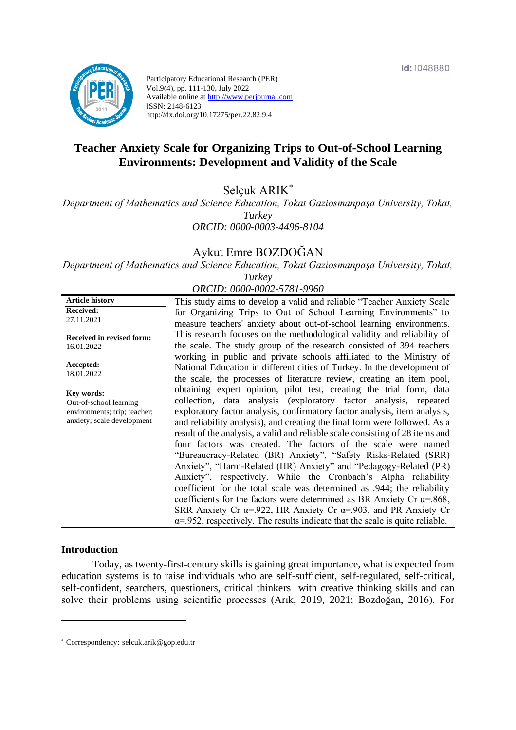Id: 1048880

Participatory Educational Research (PER)
Vol.9(4), pp. 111-130, July 2022
Available online at http://www.perjournal.com
ISSN: 2148-6123
http://dx.doi.org/10.17275/per.22.82.9.4

# Teacher Anxiety Scale for Organizing Trips to Out-of-School Learning Environments: Development and Validity of the Scale

Selçuk ARIK[*]

*Department of Mathematics and Science Education, Tokat Gaziosmanpaşa University, Tokat, Turkey*
*ORCID: 0000-0003-4496-8104*

Aykut Emre BOZDOĞAN

*Department of Mathematics and Science Education, Tokat Gaziosmanpaşa University, Tokat, Turkey*
*ORCID: 0000-0002-5781-9960*

**Article history**
**Received:** 27.11.2021
**Received in revised form:** 16.01.2022
**Accepted:** 18.01.2022

**Key words:**
Out-of-school learning environments; trip; teacher; anxiety; scale development

This study aims to develop a valid and reliable "Teacher Anxiety Scale for Organizing Trips to Out of School Learning Environments" to measure teachers' anxiety about out-of-school learning environments. This research focuses on the methodological validity and reliability of the scale. The study group of the research consisted of 394 teachers working in public and private schools affiliated to the Ministry of National Education in different cities of Turkey. In the development of the scale, the processes of literature review, creating an item pool, obtaining expert opinion, pilot test, creating the trial form, data collection, data analysis (exploratory factor analysis, repeated exploratory factor analysis, confirmatory factor analysis, item analysis, and reliability analysis), and creating the final form were followed. As a result of the analysis, a valid and reliable scale consisting of 28 items and four factors was created. The factors of the scale were named "Bureaucracy-Related (BR) Anxiety", "Safety Risks-Related (SRR) Anxiety", "Harm-Related (HR) Anxiety" and "Pedagogy-Related (PR) Anxiety", respectively. While the Cronbach's Alpha reliability coefficient for the total scale was determined as .944; the reliability coefficients for the factors were determined as BR Anxiety Cr $\alpha$=.868, SRR Anxiety Cr $\alpha$=.922, HR Anxiety Cr $\alpha$=.903, and PR Anxiety Cr $\alpha$=.952, respectively. The results indicate that the scale is quite reliable.

## Introduction

Today, as twenty-first-century skills is gaining great importance, what is expected from education systems is to raise individuals who are self-sufficient, self-regulated, self-critical, self-confident, searchers, questioners, critical thinkers with creative thinking skills and can solve their problems using scientific processes (Arık, 2019, 2021; Bozdoğan, 2016). For

[*] Correspondency: selcuk.arik@gop.edu.tr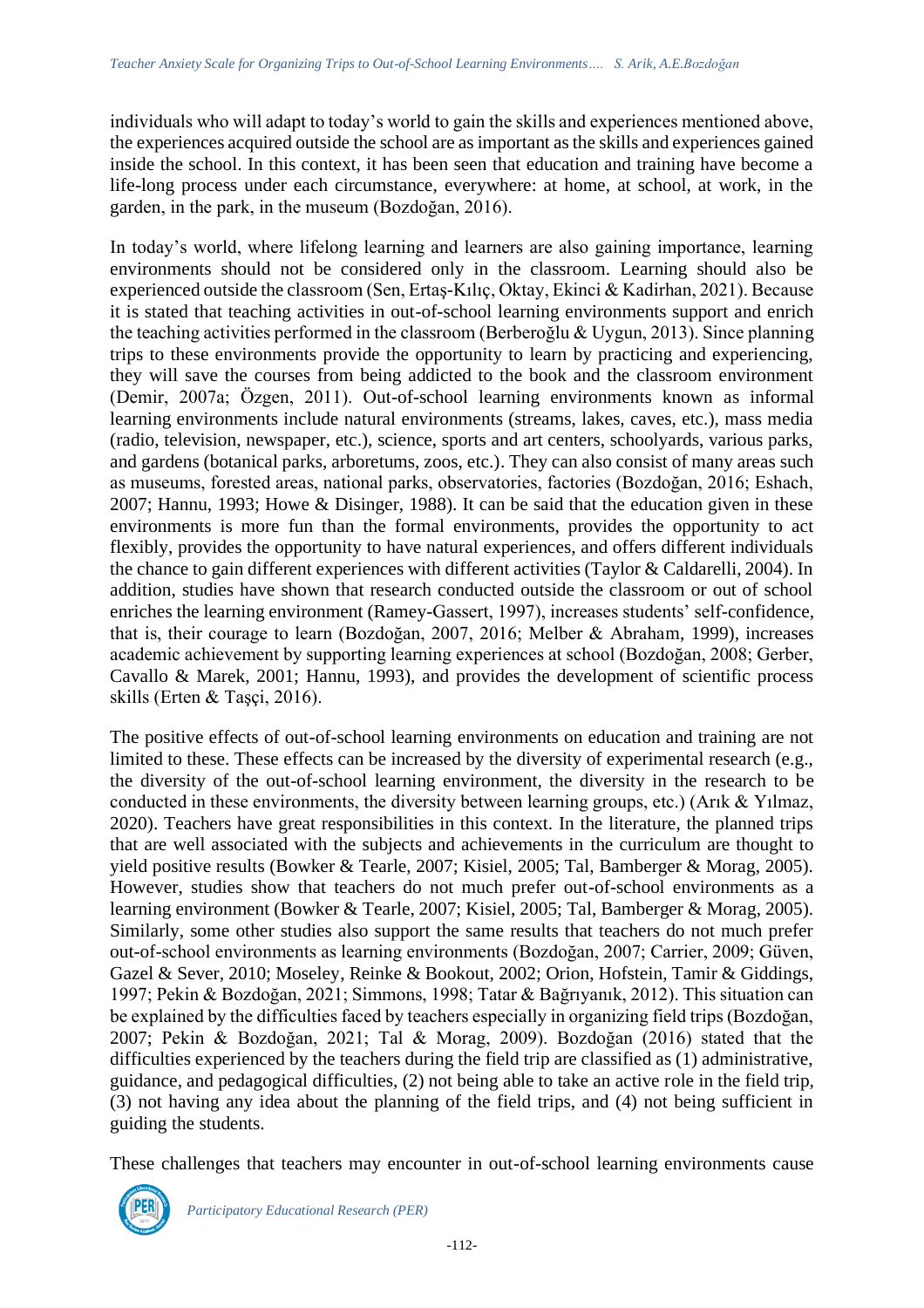individuals who will adapt to today's world to gain the skills and experiences mentioned above, the experiences acquired outside the school are as important as the skills and experiences gained inside the school. In this context, it has been seen that education and training have become a life-long process under each circumstance, everywhere: at home, at school, at work, in the garden, in the park, in the museum (Bozdoğan, 2016).

In today's world, where lifelong learning and learners are also gaining importance, learning environments should not be considered only in the classroom. Learning should also be experienced outside the classroom (Sen, Ertaş-Kılıç, Oktay, Ekinci & Kadirhan, 2021). Because it is stated that teaching activities in out-of-school learning environments support and enrich the teaching activities performed in the classroom (Berberoğlu & Uygun, 2013). Since planning trips to these environments provide the opportunity to learn by practicing and experiencing, they will save the courses from being addicted to the book and the classroom environment (Demir, 2007a; Özgen, 2011). Out-of-school learning environments known as informal learning environments include natural environments (streams, lakes, caves, etc.), mass media (radio, television, newspaper, etc.), science, sports and art centers, schoolyards, various parks, and gardens (botanical parks, arboretums, zoos, etc.). They can also consist of many areas such as museums, forested areas, national parks, observatories, factories (Bozdoğan, 2016; Eshach, 2007; Hannu, 1993; Howe & Disinger, 1988). It can be said that the education given in these environments is more fun than the formal environments, provides the opportunity to act flexibly, provides the opportunity to have natural experiences, and offers different individuals the chance to gain different experiences with different activities (Taylor & Caldarelli, 2004). In addition, studies have shown that research conducted outside the classroom or out of school enriches the learning environment (Ramey-Gassert, 1997), increases students' self-confidence, that is, their courage to learn (Bozdoğan, 2007, 2016; Melber & Abraham, 1999), increases academic achievement by supporting learning experiences at school (Bozdoğan, 2008; Gerber, Cavallo & Marek, 2001; Hannu, 1993), and provides the development of scientific process skills (Erten & Taşçi, 2016).

The positive effects of out-of-school learning environments on education and training are not limited to these. These effects can be increased by the diversity of experimental research (e.g., the diversity of the out-of-school learning environment, the diversity in the research to be conducted in these environments, the diversity between learning groups, etc.) (Arık & Yılmaz, 2020). Teachers have great responsibilities in this context. In the literature, the planned trips that are well associated with the subjects and achievements in the curriculum are thought to yield positive results (Bowker & Tearle, 2007; Kisiel, 2005; Tal, Bamberger & Morag, 2005). However, studies show that teachers do not much prefer out-of-school environments as a learning environment (Bowker & Tearle, 2007; Kisiel, 2005; Tal, Bamberger & Morag, 2005). Similarly, some other studies also support the same results that teachers do not much prefer out-of-school environments as learning environments (Bozdoğan, 2007; Carrier, 2009; Güven, Gazel & Sever, 2010; Moseley, Reinke & Bookout, 2002; Orion, Hofstein, Tamir & Giddings, 1997; Pekin & Bozdoğan, 2021; Simmons, 1998; Tatar & Bağrıyanık, 2012). This situation can be explained by the difficulties faced by teachers especially in organizing field trips (Bozdoğan, 2007; Pekin & Bozdoğan, 2021; Tal & Morag, 2009). Bozdoğan (2016) stated that the difficulties experienced by the teachers during the field trip are classified as (1) administrative, guidance, and pedagogical difficulties, (2) not being able to take an active role in the field trip, (3) not having any idea about the planning of the field trips, and (4) not being sufficient in guiding the students.

These challenges that teachers may encounter in out-of-school learning environments cause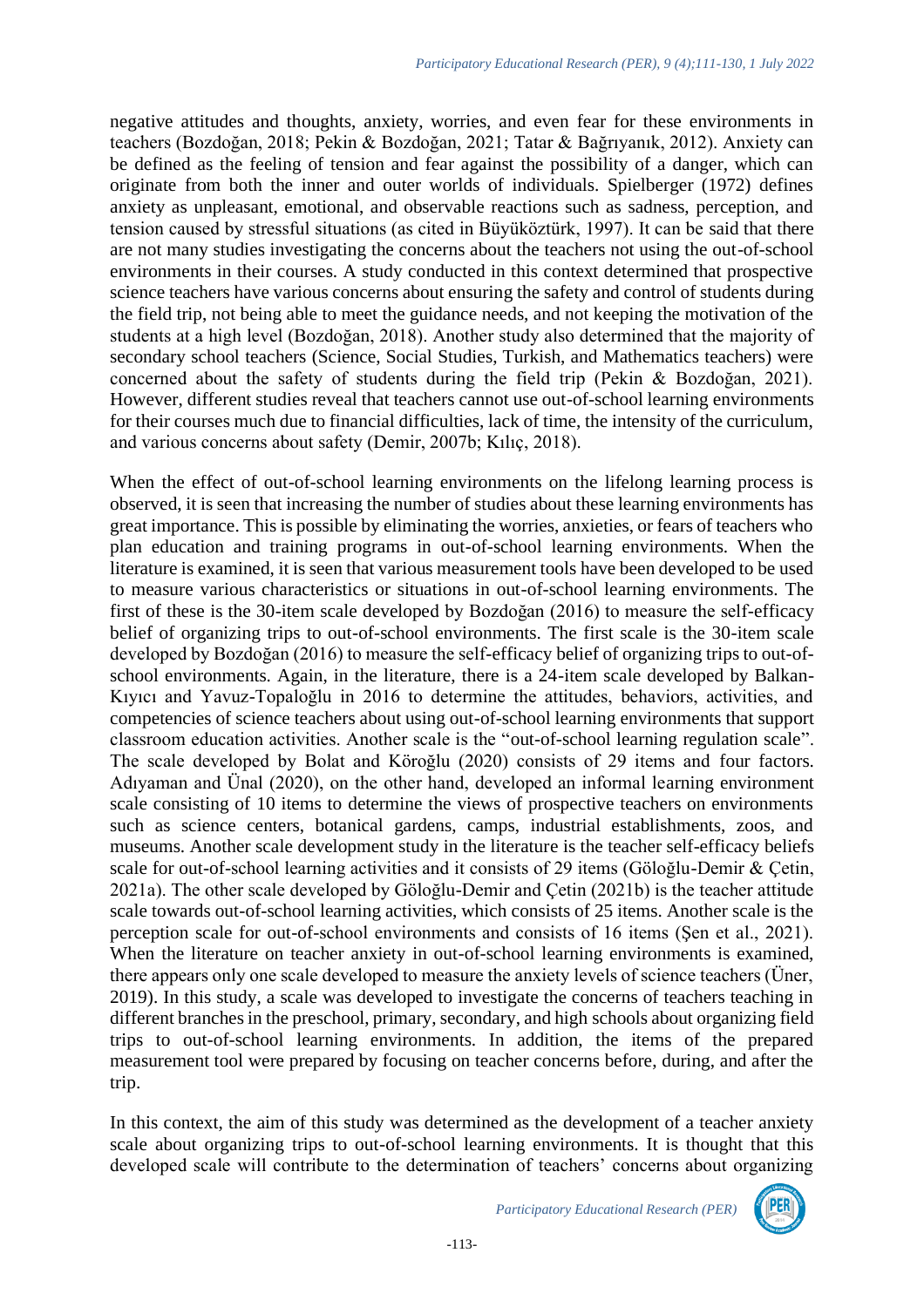negative attitudes and thoughts, anxiety, worries, and even fear for these environments in teachers (Bozdoğan, 2018; Pekin & Bozdoğan, 2021; Tatar & Bağrıyanık, 2012). Anxiety can be defined as the feeling of tension and fear against the possibility of a danger, which can originate from both the inner and outer worlds of individuals. Spielberger (1972) defines anxiety as unpleasant, emotional, and observable reactions such as sadness, perception, and tension caused by stressful situations (as cited in Büyüköztürk, 1997). It can be said that there are not many studies investigating the concerns about the teachers not using the out-of-school environments in their courses. A study conducted in this context determined that prospective science teachers have various concerns about ensuring the safety and control of students during the field trip, not being able to meet the guidance needs, and not keeping the motivation of the students at a high level (Bozdoğan, 2018). Another study also determined that the majority of secondary school teachers (Science, Social Studies, Turkish, and Mathematics teachers) were concerned about the safety of students during the field trip (Pekin & Bozdoğan, 2021). However, different studies reveal that teachers cannot use out-of-school learning environments for their courses much due to financial difficulties, lack of time, the intensity of the curriculum, and various concerns about safety (Demir, 2007b; Kılıç, 2018).

When the effect of out-of-school learning environments on the lifelong learning process is observed, it is seen that increasing the number of studies about these learning environments has great importance. This is possible by eliminating the worries, anxieties, or fears of teachers who plan education and training programs in out-of-school learning environments. When the literature is examined, it is seen that various measurement tools have been developed to be used to measure various characteristics or situations in out-of-school learning environments. The first of these is the 30-item scale developed by Bozdoğan (2016) to measure the self-efficacy belief of organizing trips to out-of-school environments. The first scale is the 30-item scale developed by Bozdoğan (2016) to measure the self-efficacy belief of organizing trips to out-of-school environments. Again, in the literature, there is a 24-item scale developed by Balkan-Kıyıcı and Yavuz-Topaloğlu in 2016 to determine the attitudes, behaviors, activities, and competencies of science teachers about using out-of-school learning environments that support classroom education activities. Another scale is the "out-of-school learning regulation scale". The scale developed by Bolat and Köroğlu (2020) consists of 29 items and four factors. Adıyaman and Ünal (2020), on the other hand, developed an informal learning environment scale consisting of 10 items to determine the views of prospective teachers on environments such as science centers, botanical gardens, camps, industrial establishments, zoos, and museums. Another scale development study in the literature is the teacher self-efficacy beliefs scale for out-of-school learning activities and it consists of 29 items (Göloğlu-Demir & Çetin, 2021a). The other scale developed by Göloğlu-Demir and Çetin (2021b) is the teacher attitude scale towards out-of-school learning activities, which consists of 25 items. Another scale is the perception scale for out-of-school environments and consists of 16 items (Şen et al., 2021). When the literature on teacher anxiety in out-of-school learning environments is examined, there appears only one scale developed to measure the anxiety levels of science teachers (Üner, 2019). In this study, a scale was developed to investigate the concerns of teachers teaching in different branches in the preschool, primary, secondary, and high schools about organizing field trips to out-of-school learning environments. In addition, the items of the prepared measurement tool were prepared by focusing on teacher concerns before, during, and after the trip.

In this context, the aim of this study was determined as the development of a teacher anxiety scale about organizing trips to out-of-school learning environments. It is thought that this developed scale will contribute to the determination of teachers' concerns about organizing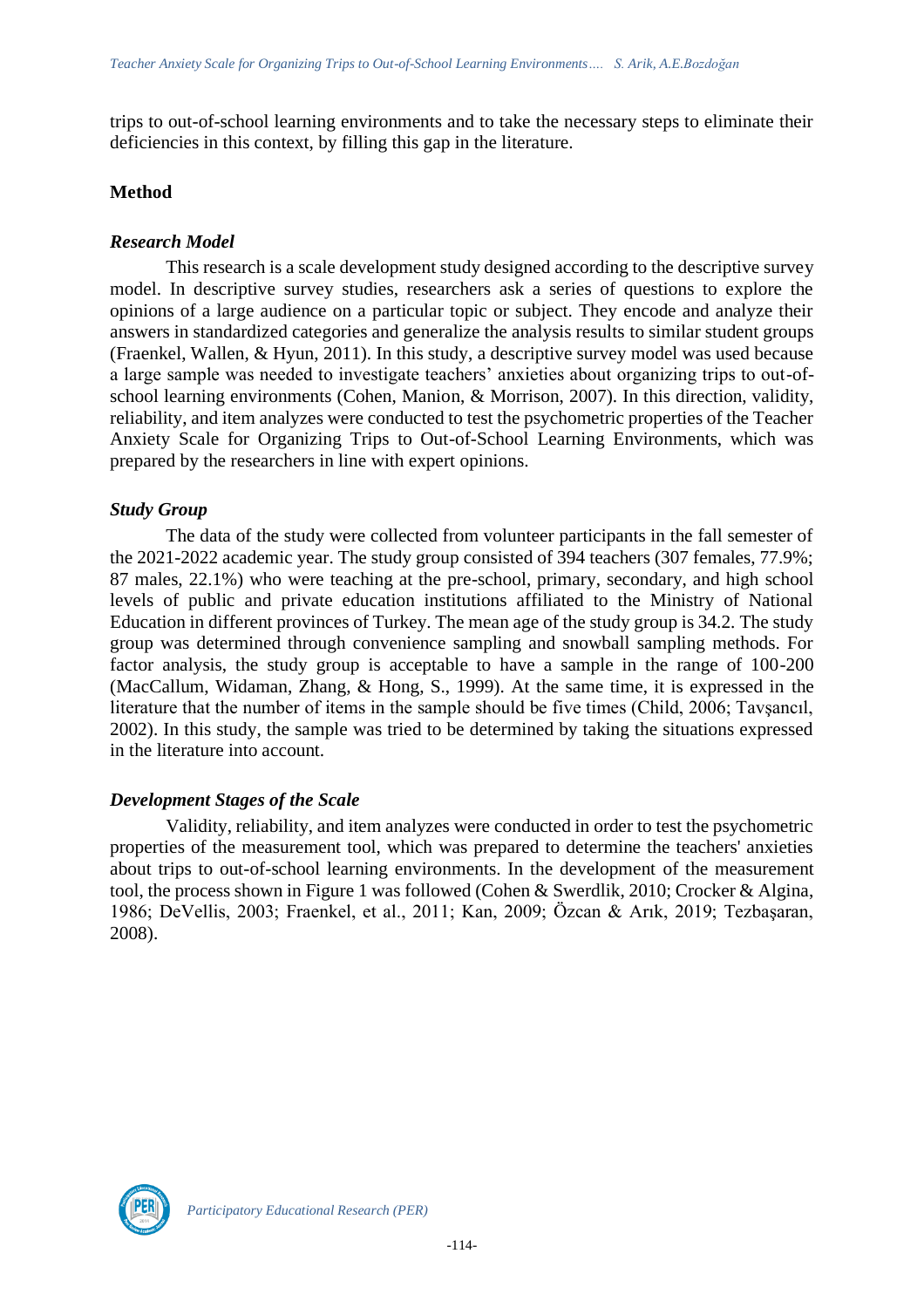trips to out-of-school learning environments and to take the necessary steps to eliminate their deficiencies in this context, by filling this gap in the literature.

## Method

### *Research Model*

This research is a scale development study designed according to the descriptive survey model. In descriptive survey studies, researchers ask a series of questions to explore the opinions of a large audience on a particular topic or subject. They encode and analyze their answers in standardized categories and generalize the analysis results to similar student groups (Fraenkel, Wallen, & Hyun, 2011). In this study, a descriptive survey model was used because a large sample was needed to investigate teachers' anxieties about organizing trips to out-of-school learning environments (Cohen, Manion, & Morrison, 2007). In this direction, validity, reliability, and item analyzes were conducted to test the psychometric properties of the Teacher Anxiety Scale for Organizing Trips to Out-of-School Learning Environments, which was prepared by the researchers in line with expert opinions.

### *Study Group*

The data of the study were collected from volunteer participants in the fall semester of the 2021-2022 academic year. The study group consisted of 394 teachers (307 females, 77.9%; 87 males, 22.1%) who were teaching at the pre-school, primary, secondary, and high school levels of public and private education institutions affiliated to the Ministry of National Education in different provinces of Turkey. The mean age of the study group is 34.2. The study group was determined through convenience sampling and snowball sampling methods. For factor analysis, the study group is acceptable to have a sample in the range of 100-200 (MacCallum, Widaman, Zhang, & Hong, S., 1999). At the same time, it is expressed in the literature that the number of items in the sample should be five times (Child, 2006; Tavşancıl, 2002). In this study, the sample was tried to be determined by taking the situations expressed in the literature into account.

### *Development Stages of the Scale*

Validity, reliability, and item analyzes were conducted in order to test the psychometric properties of the measurement tool, which was prepared to determine the teachers' anxieties about trips to out-of-school learning environments. In the development of the measurement tool, the process shown in Figure 1 was followed (Cohen & Swerdlik, 2010; Crocker & Algina, 1986; DeVellis, 2003; Fraenkel, et al., 2011; Kan, 2009; Özcan & Arık, 2019; Tezbaşaran, 2008).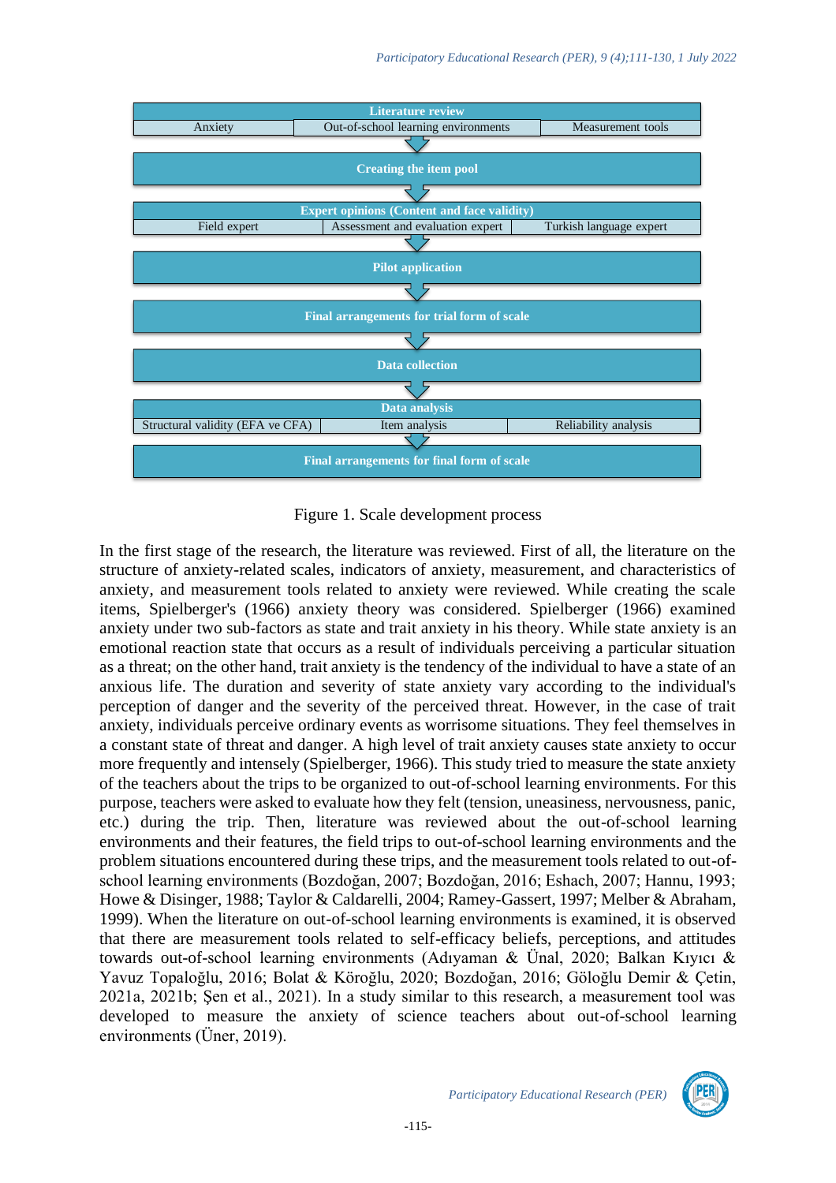| Literature review | | |
|---|---|---|
| Anxiety | Out-of-school learning environments | Measurement tools |

**Creating the item pool**

| Expert opinions (Content and face validity) | | |
|---|---|---|
| Field expert | Assessment and evaluation expert | Turkish language expert |

**Pilot application**

**Final arrangements for trial form of scale**

**Data collection**

| Data analysis | | |
|---|---|---|
| Structural validity (EFA ve CFA) | Item analysis | Reliability analysis |

**Final arrangements for final form of scale**

Figure 1. Scale development process

In the first stage of the research, the literature was reviewed. First of all, the literature on the structure of anxiety-related scales, indicators of anxiety, measurement, and characteristics of anxiety, and measurement tools related to anxiety were reviewed. While creating the scale items, Spielberger's (1966) anxiety theory was considered. Spielberger (1966) examined anxiety under two sub-factors as state and trait anxiety in his theory. While state anxiety is an emotional reaction state that occurs as a result of individuals perceiving a particular situation as a threat; on the other hand, trait anxiety is the tendency of the individual to have a state of an anxious life. The duration and severity of state anxiety vary according to the individual's perception of danger and the severity of the perceived threat. However, in the case of trait anxiety, individuals perceive ordinary events as worrisome situations. They feel themselves in a constant state of threat and danger. A high level of trait anxiety causes state anxiety to occur more frequently and intensely (Spielberger, 1966). This study tried to measure the state anxiety of the teachers about the trips to be organized to out-of-school learning environments. For this purpose, teachers were asked to evaluate how they felt (tension, uneasiness, nervousness, panic, etc.) during the trip. Then, literature was reviewed about the out-of-school learning environments and their features, the field trips to out-of-school learning environments and the problem situations encountered during these trips, and the measurement tools related to out-of-school learning environments (Bozdoğan, 2007; Bozdoğan, 2016; Eshach, 2007; Hannu, 1993; Howe & Disinger, 1988; Taylor & Caldarelli, 2004; Ramey-Gassert, 1997; Melber & Abraham, 1999). When the literature on out-of-school learning environments is examined, it is observed that there are measurement tools related to self-efficacy beliefs, perceptions, and attitudes towards out-of-school learning environments (Adıyaman & Ünal, 2020; Balkan Kıyıcı & Yavuz Topaloğlu, 2016; Bolat & Köroğlu, 2020; Bozdoğan, 2016; Göloğlu Demir & Çetin, 2021a, 2021b; Şen et al., 2021). In a study similar to this research, a measurement tool was developed to measure the anxiety of science teachers about out-of-school learning environments (Üner, 2019).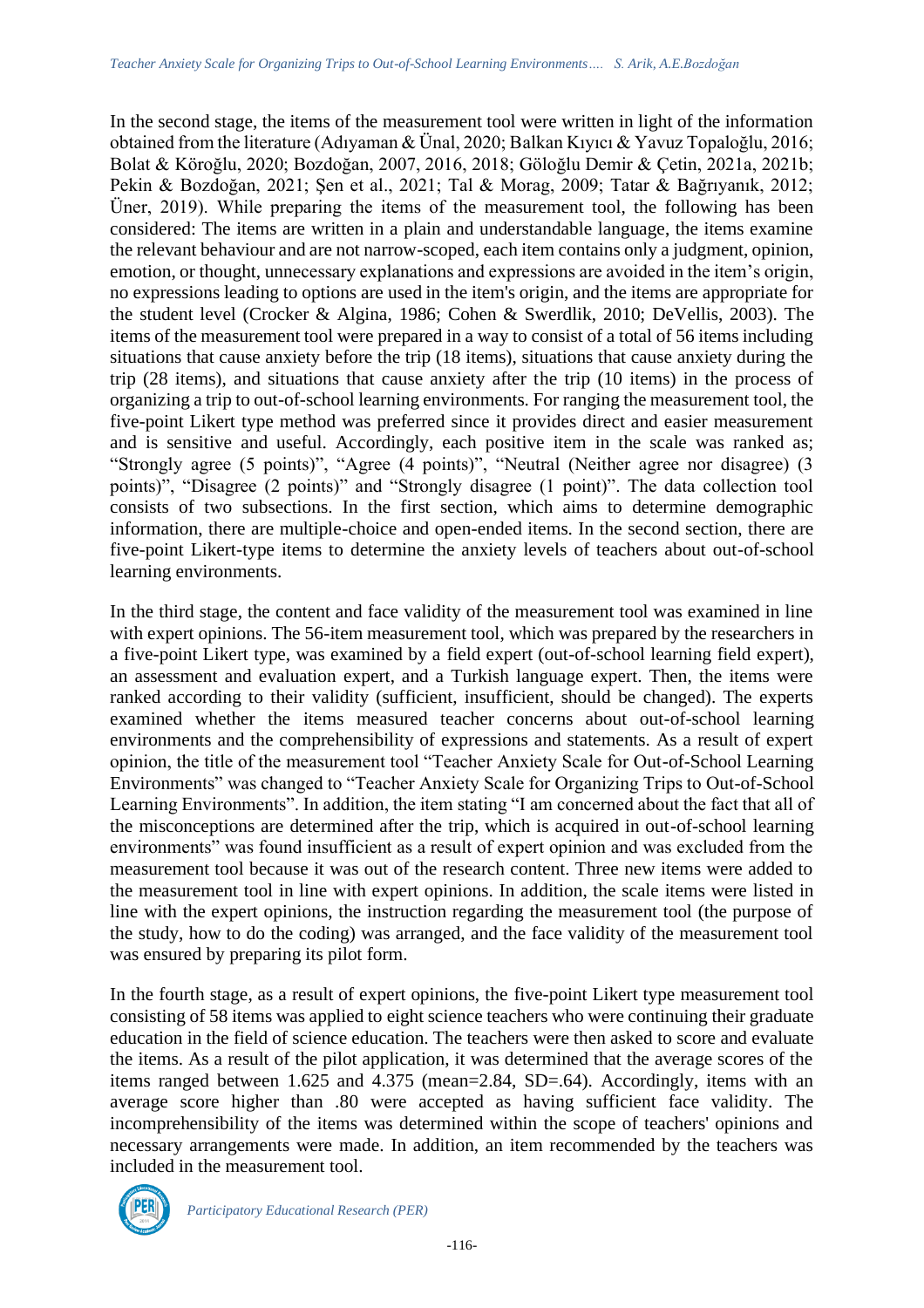In the second stage, the items of the measurement tool were written in light of the information obtained from the literature (Adıyaman & Ünal, 2020; Balkan Kıyıcı & Yavuz Topaloğlu, 2016; Bolat & Köroğlu, 2020; Bozdoğan, 2007, 2016, 2018; Göloğlu Demir & Çetin, 2021a, 2021b; Pekin & Bozdoğan, 2021; Şen et al., 2021; Tal & Morag, 2009; Tatar & Bağrıyanık, 2012; Üner, 2019). While preparing the items of the measurement tool, the following has been considered: The items are written in a plain and understandable language, the items examine the relevant behaviour and are not narrow-scoped, each item contains only a judgment, opinion, emotion, or thought, unnecessary explanations and expressions are avoided in the item's origin, no expressions leading to options are used in the item's origin, and the items are appropriate for the student level (Crocker & Algina, 1986; Cohen & Swerdlik, 2010; DeVellis, 2003). The items of the measurement tool were prepared in a way to consist of a total of 56 items including situations that cause anxiety before the trip (18 items), situations that cause anxiety during the trip (28 items), and situations that cause anxiety after the trip (10 items) in the process of organizing a trip to out-of-school learning environments. For ranging the measurement tool, the five-point Likert type method was preferred since it provides direct and easier measurement and is sensitive and useful. Accordingly, each positive item in the scale was ranked as; "Strongly agree (5 points)", "Agree (4 points)", "Neutral (Neither agree nor disagree) (3 points)", "Disagree (2 points)" and "Strongly disagree (1 point)". The data collection tool consists of two subsections. In the first section, which aims to determine demographic information, there are multiple-choice and open-ended items. In the second section, there are five-point Likert-type items to determine the anxiety levels of teachers about out-of-school learning environments.

In the third stage, the content and face validity of the measurement tool was examined in line with expert opinions. The 56-item measurement tool, which was prepared by the researchers in a five-point Likert type, was examined by a field expert (out-of-school learning field expert), an assessment and evaluation expert, and a Turkish language expert. Then, the items were ranked according to their validity (sufficient, insufficient, should be changed). The experts examined whether the items measured teacher concerns about out-of-school learning environments and the comprehensibility of expressions and statements. As a result of expert opinion, the title of the measurement tool "Teacher Anxiety Scale for Out-of-School Learning Environments" was changed to "Teacher Anxiety Scale for Organizing Trips to Out-of-School Learning Environments". In addition, the item stating "I am concerned about the fact that all of the misconceptions are determined after the trip, which is acquired in out-of-school learning environments" was found insufficient as a result of expert opinion and was excluded from the measurement tool because it was out of the research content. Three new items were added to the measurement tool in line with expert opinions. In addition, the scale items were listed in line with the expert opinions, the instruction regarding the measurement tool (the purpose of the study, how to do the coding) was arranged, and the face validity of the measurement tool was ensured by preparing its pilot form.

In the fourth stage, as a result of expert opinions, the five-point Likert type measurement tool consisting of 58 items was applied to eight science teachers who were continuing their graduate education in the field of science education. The teachers were then asked to score and evaluate the items. As a result of the pilot application, it was determined that the average scores of the items ranged between 1.625 and 4.375 (mean=2.84, SD=.64). Accordingly, items with an average score higher than .80 were accepted as having sufficient face validity. The incomprehensibility of the items was determined within the scope of teachers' opinions and necessary arrangements were made. In addition, an item recommended by the teachers was included in the measurement tool.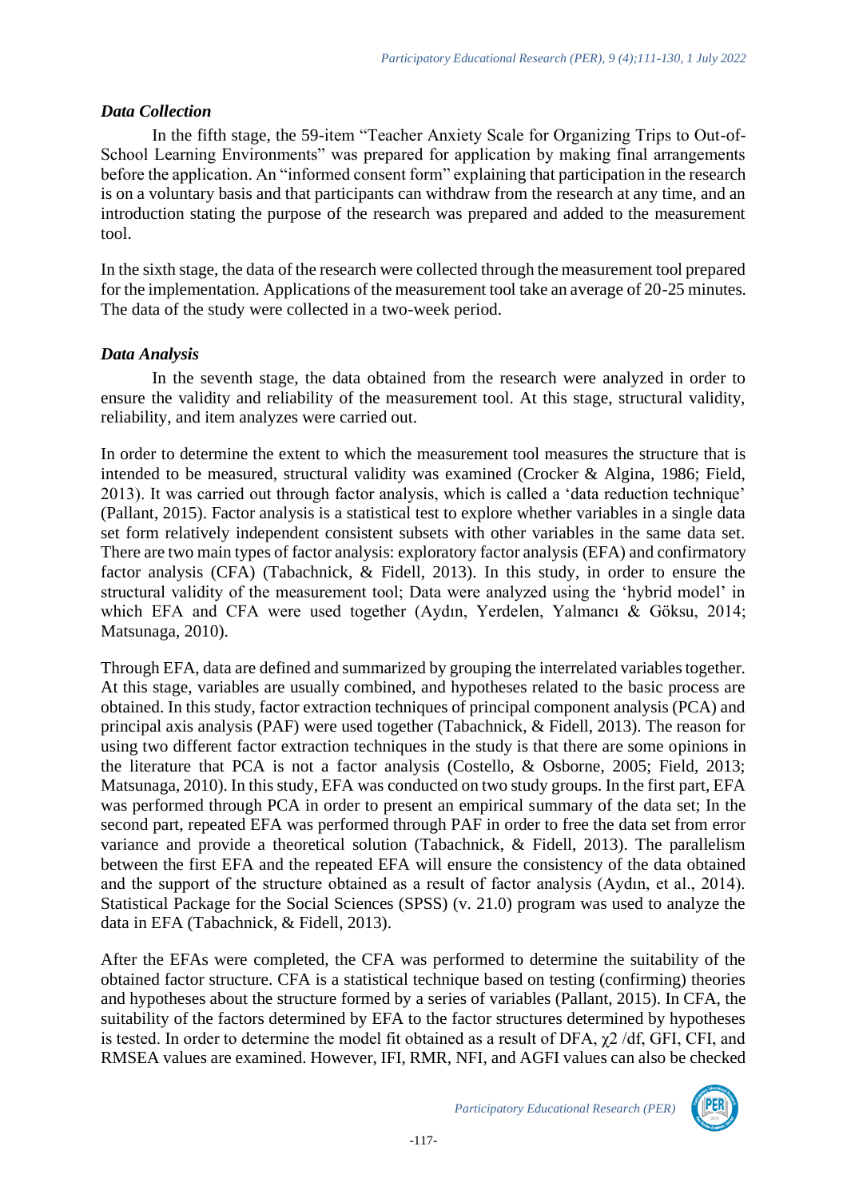### *Data Collection*

In the fifth stage, the 59-item "Teacher Anxiety Scale for Organizing Trips to Out-of-School Learning Environments" was prepared for application by making final arrangements before the application. An "informed consent form" explaining that participation in the research is on a voluntary basis and that participants can withdraw from the research at any time, and an introduction stating the purpose of the research was prepared and added to the measurement tool.

In the sixth stage, the data of the research were collected through the measurement tool prepared for the implementation. Applications of the measurement tool take an average of 20-25 minutes. The data of the study were collected in a two-week period.

### *Data Analysis*

In the seventh stage, the data obtained from the research were analyzed in order to ensure the validity and reliability of the measurement tool. At this stage, structural validity, reliability, and item analyzes were carried out.

In order to determine the extent to which the measurement tool measures the structure that is intended to be measured, structural validity was examined (Crocker & Algina, 1986; Field, 2013). It was carried out through factor analysis, which is called a 'data reduction technique' (Pallant, 2015). Factor analysis is a statistical test to explore whether variables in a single data set form relatively independent consistent subsets with other variables in the same data set. There are two main types of factor analysis: exploratory factor analysis (EFA) and confirmatory factor analysis (CFA) (Tabachnick, & Fidell, 2013). In this study, in order to ensure the structural validity of the measurement tool; Data were analyzed using the 'hybrid model' in which EFA and CFA were used together (Aydın, Yerdelen, Yalmancı & Göksu, 2014; Matsunaga, 2010).

Through EFA, data are defined and summarized by grouping the interrelated variables together. At this stage, variables are usually combined, and hypotheses related to the basic process are obtained. In this study, factor extraction techniques of principal component analysis (PCA) and principal axis analysis (PAF) were used together (Tabachnick, & Fidell, 2013). The reason for using two different factor extraction techniques in the study is that there are some opinions in the literature that PCA is not a factor analysis (Costello, & Osborne, 2005; Field, 2013; Matsunaga, 2010). In this study, EFA was conducted on two study groups. In the first part, EFA was performed through PCA in order to present an empirical summary of the data set; In the second part, repeated EFA was performed through PAF in order to free the data set from error variance and provide a theoretical solution (Tabachnick, & Fidell, 2013). The parallelism between the first EFA and the repeated EFA will ensure the consistency of the data obtained and the support of the structure obtained as a result of factor analysis (Aydın, et al., 2014). Statistical Package for the Social Sciences (SPSS) (v. 21.0) program was used to analyze the data in EFA (Tabachnick, & Fidell, 2013).

After the EFAs were completed, the CFA was performed to determine the suitability of the obtained factor structure. CFA is a statistical technique based on testing (confirming) theories and hypotheses about the structure formed by a series of variables (Pallant, 2015). In CFA, the suitability of the factors determined by EFA to the factor structures determined by hypotheses is tested. In order to determine the model fit obtained as a result of DFA, $\chi 2$ /df, GFI, CFI, and RMSEA values are examined. However, IFI, RMR, NFI, and AGFI values can also be checked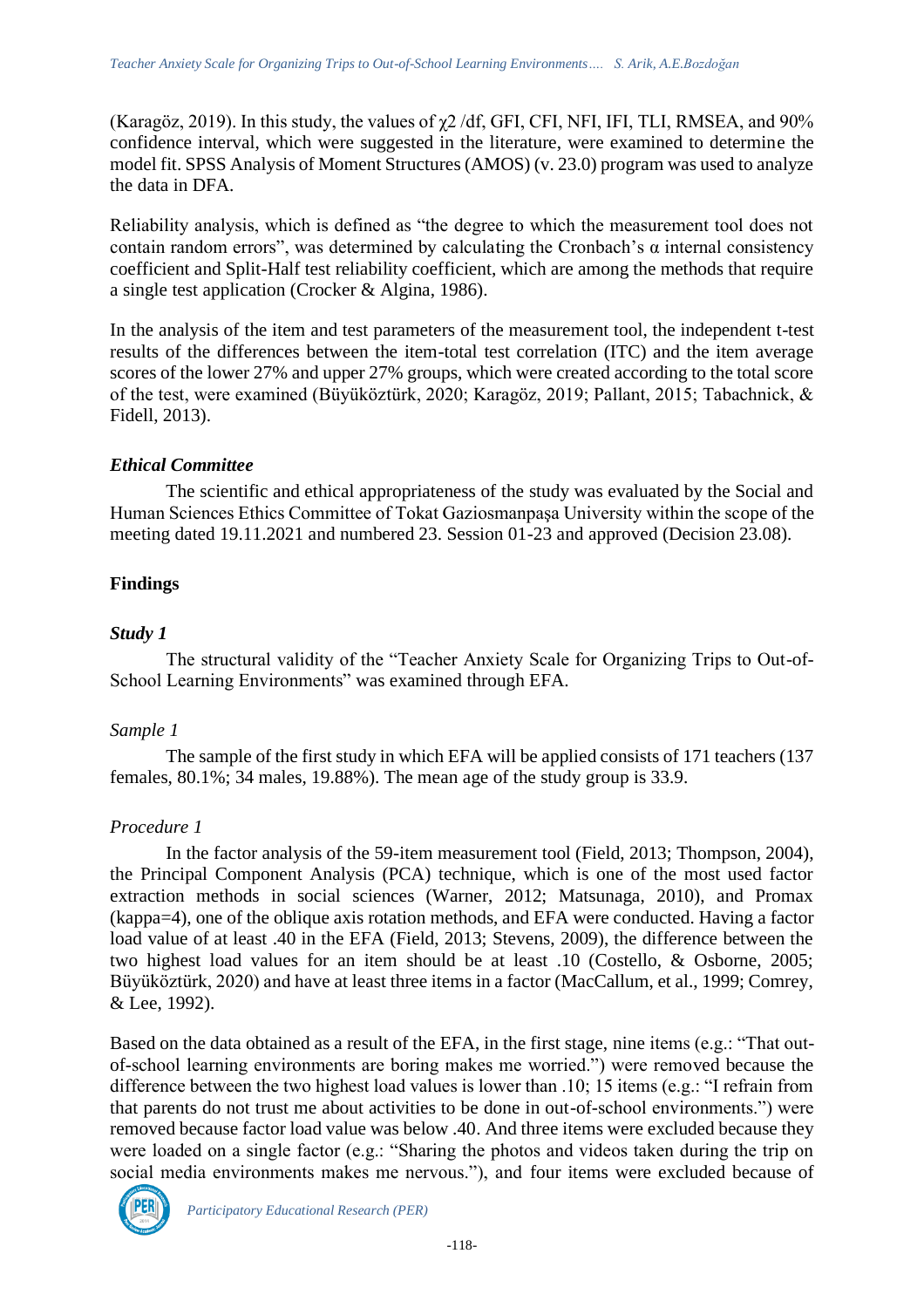(Karagöz, 2019). In this study, the values of $\chi2$ /df, GFI, CFI, NFI, IFI, TLI, RMSEA, and 90% confidence interval, which were suggested in the literature, were examined to determine the model fit. SPSS Analysis of Moment Structures (AMOS) (v. 23.0) program was used to analyze the data in DFA.

Reliability analysis, which is defined as "the degree to which the measurement tool does not contain random errors", was determined by calculating the Cronbach's $\alpha$ internal consistency coefficient and Split-Half test reliability coefficient, which are among the methods that require a single test application (Crocker & Algina, 1986).

In the analysis of the item and test parameters of the measurement tool, the independent t-test results of the differences between the item-total test correlation (ITC) and the item average scores of the lower 27% and upper 27% groups, which were created according to the total score of the test, were examined (Büyüköztürk, 2020; Karagöz, 2019; Pallant, 2015; Tabachnick, & Fidell, 2013).

### *Ethical Committee*

The scientific and ethical appropriateness of the study was evaluated by the Social and Human Sciences Ethics Committee of Tokat Gaziosmanpaşa University within the scope of the meeting dated 19.11.2021 and numbered 23. Session 01-23 and approved (Decision 23.08).

## Findings

### *Study 1*

The structural validity of the "Teacher Anxiety Scale for Organizing Trips to Out-of-School Learning Environments" was examined through EFA.

#### *Sample 1*

The sample of the first study in which EFA will be applied consists of 171 teachers (137 females, 80.1%; 34 males, 19.88%). The mean age of the study group is 33.9.

#### *Procedure 1*

In the factor analysis of the 59-item measurement tool (Field, 2013; Thompson, 2004), the Principal Component Analysis (PCA) technique, which is one of the most used factor extraction methods in social sciences (Warner, 2012; Matsunaga, 2010), and Promax (kappa=4), one of the oblique axis rotation methods, and EFA were conducted. Having a factor load value of at least .40 in the EFA (Field, 2013; Stevens, 2009), the difference between the two highest load values for an item should be at least .10 (Costello, & Osborne, 2005; Büyüköztürk, 2020) and have at least three items in a factor (MacCallum, et al., 1999; Comrey, & Lee, 1992).

Based on the data obtained as a result of the EFA, in the first stage, nine items (e.g.: "That out-of-school learning environments are boring makes me worried.") were removed because the difference between the two highest load values is lower than .10; 15 items (e.g.: "I refrain from that parents do not trust me about activities to be done in out-of-school environments.") were removed because factor load value was below .40. And three items were excluded because they were loaded on a single factor (e.g.: "Sharing the photos and videos taken during the trip on social media environments makes me nervous."), and four items were excluded because of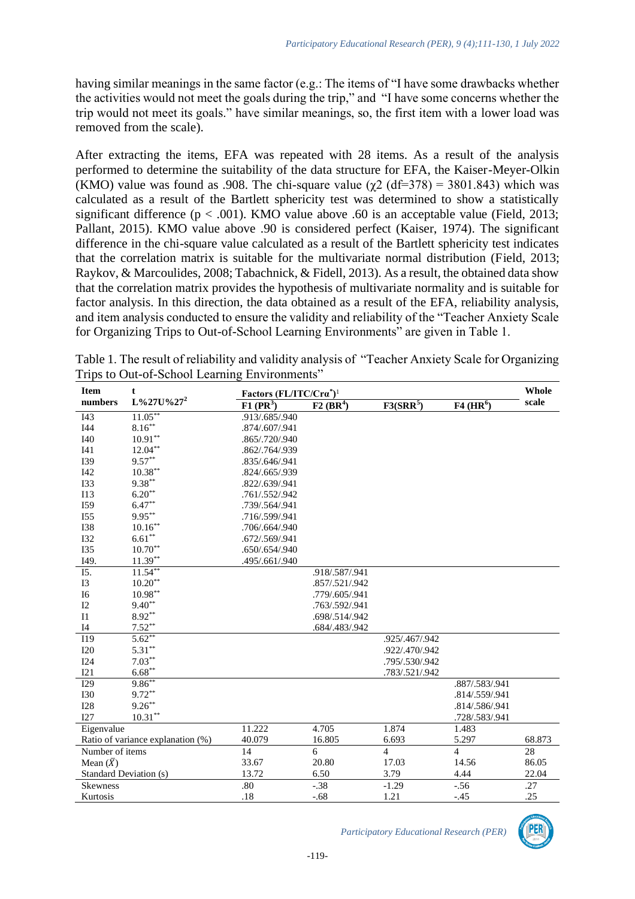having similar meanings in the same factor (e.g.: The items of "I have some drawbacks whether the activities would not meet the goals during the trip," and "I have some concerns whether the trip would not meet its goals." have similar meanings, so, the first item with a lower load was removed from the scale).

After extracting the items, EFA was repeated with 28 items. As a result of the analysis performed to determine the suitability of the data structure for EFA, the Kaiser-Meyer-Olkin (KMO) value was found as .908. The chi-square value ($\chi 2$ (df=378) = 3801.843) which was calculated as a result of the Bartlett sphericity test was determined to show a statistically significant difference ($p < .001$). KMO value above .60 is an acceptable value (Field, 2013; Pallant, 2015). KMO value above .90 is considered perfect (Kaiser, 1974). The significant difference in the chi-square value calculated as a result of the Bartlett sphericity test indicates that the correlation matrix is suitable for the multivariate normal distribution (Field, 2013; Raykov, & Marcoulides, 2008; Tabachnick, & Fidell, 2013). As a result, the obtained data show that the correlation matrix provides the hypothesis of multivariate normality and is suitable for factor analysis. In this direction, the data obtained as a result of the EFA, reliability analysis, and item analysis conducted to ensure the validity and reliability of the "Teacher Anxiety Scale for Organizing Trips to Out-of-School Learning Environments" are given in Table 1.

Table 1. The result of reliability and validity analysis of "Teacher Anxiety Scale for Organizing Trips to Out-of-School Learning Environments"

| Item numbers | t L%27U%27[2] | Factors (FL/ITC/Crα*)[1] | | | | Whole scale |
|---|---|---|---|---|---|---|
| | | F1 (PR[3]) | F2 (BR[4]) | F3(SRR[5]) | F4 (HR[6]) | |
| I43 | 11.05** | .913/.685/.940 | | | | |
| I44 | 8.16** | .874/.607/.941 | | | | |
| I40 | 10.91** | .865/.720/.940 | | | | |
| I41 | 12.04** | .862/.764/.939 | | | | |
| I39 | 9.57** | .835/.646/.941 | | | | |
| I42 | 10.38** | .824/.665/.939 | | | | |
| I33 | 9.38** | .822/.639/.941 | | | | |
| I13 | 6.20** | .761/.552/.942 | | | | |
| I59 | 6.47** | .739/.564/.941 | | | | |
| I55 | 9.95** | .716/.599/.941 | | | | |
| I38 | 10.16** | .706/.664/.940 | | | | |
| I32 | 6.61** | .672/.569/.941 | | | | |
| I35 | 10.70** | .650/.654/.940 | | | | |
| I49. | 11.39** | .495/.661/.940 | | | | |
| I5. | 11.54** | | .918/.587/.941 | | | |
| I3 | 10.20** | | .857/.521/.942 | | | |
| I6 | 10.98** | | .779/.605/.941 | | | |
| I2 | 9.40** | | .763/.592/.941 | | | |
| I1 | 8.92** | | .698/.514/.942 | | | |
| I4 | 7.52** | | .684/.483/.942 | | | |
| I19 | 5.62** | | | .925/.467/.942 | | |
| I20 | 5.31** | | | .922/.470/.942 | | |
| I24 | 7.03** | | | .795/.530/.942 | | |
| I21 | 6.68** | | | .783/.521/.942 | | |
| I29 | 9.86** | | | | .887/.583/.941 | |
| I30 | 9.72** | | | | .814/.559/.941 | |
| I28 | 9.26** | | | | .814/.586/.941 | |
| I27 | 10.31** | | | | .728/.583/.941 | |
| Eigenvalue | | 11.222 | 4.705 | 1.874 | 1.483 | |
| Ratio of variance explanation (%) | | 40.079 | 16.805 | 6.693 | 5.297 | 68.873 |
| Number of items | | 14 | 6 | 4 | 4 | 28 |
| Mean ($\bar{X}$) | | 33.67 | 20.80 | 17.03 | 14.56 | 86.05 |
| Standard Deviation (s) | | 13.72 | 6.50 | 3.79 | 4.44 | 22.04 |
| Skewness | | .80 | -.38 | -1.29 | -.56 | .27 |
| Kurtosis | | .18 | -.68 | 1.21 | -.45 | .25 |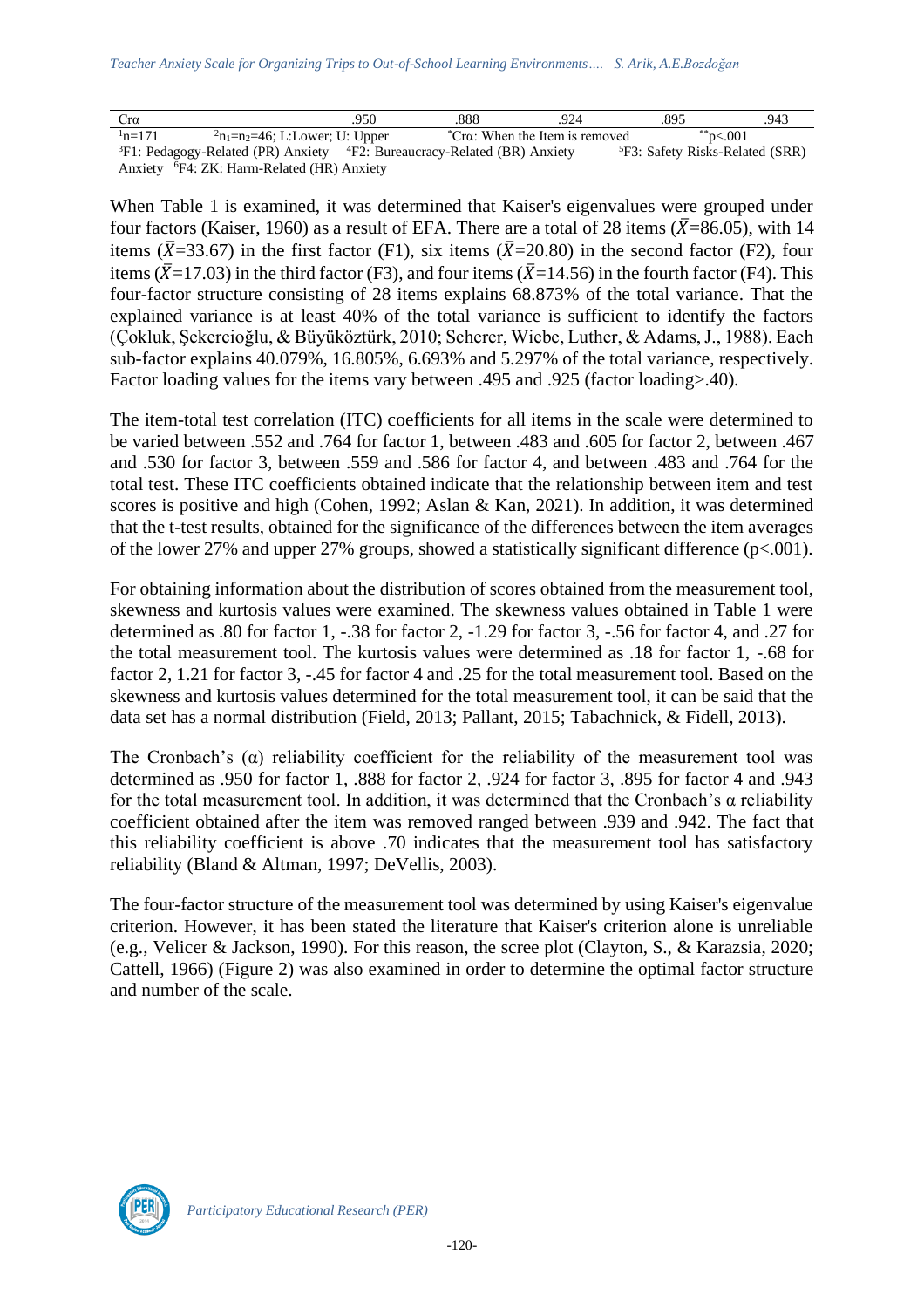| Crα | .950 | .888 | .924 | .895 | .943 |
|---|---|---|---|---|---|

[1]n=171 [2]$n_1$=$n_2$=46; L:Lower; U: Upper [*]Crα: When the Item is removed [**]p<.001
[3]F1: Pedagogy-Related (PR) Anxiety [4]F2: Bureaucracy-Related (BR) Anxiety [5]F3: Safety Risks-Related (SRR) Anxiety [6]F4: ZK: Harm-Related (HR) Anxiety

When Table 1 is examined, it was determined that Kaiser's eigenvalues were grouped under four factors (Kaiser, 1960) as a result of EFA. There are a total of 28 items ($\bar{X}$=86.05), with 14 items ($\bar{X}$=33.67) in the first factor (F1), six items ($\bar{X}$=20.80) in the second factor (F2), four items ($\bar{X}$=17.03) in the third factor (F3), and four items ($\bar{X}$=14.56) in the fourth factor (F4). This four-factor structure consisting of 28 items explains 68.873% of the total variance. That the explained variance is at least 40% of the total variance is sufficient to identify the factors (Çokluk, Şekercioğlu, & Büyüköztürk, 2010; Scherer, Wiebe, Luther, & Adams, J., 1988). Each sub-factor explains 40.079%, 16.805%, 6.693% and 5.297% of the total variance, respectively. Factor loading values for the items vary between .495 and .925 (factor loading>.40).

The item-total test correlation (ITC) coefficients for all items in the scale were determined to be varied between .552 and .764 for factor 1, between .483 and .605 for factor 2, between .467 and .530 for factor 3, between .559 and .586 for factor 4, and between .483 and .764 for the total test. These ITC coefficients obtained indicate that the relationship between item and test scores is positive and high (Cohen, 1992; Aslan & Kan, 2021). In addition, it was determined that the t-test results, obtained for the significance of the differences between the item averages of the lower 27% and upper 27% groups, showed a statistically significant difference (p<.001).

For obtaining information about the distribution of scores obtained from the measurement tool, skewness and kurtosis values were examined. The skewness values obtained in Table 1 were determined as .80 for factor 1, -.38 for factor 2, -1.29 for factor 3, -.56 for factor 4, and .27 for the total measurement tool. The kurtosis values were determined as .18 for factor 1, -.68 for factor 2, 1.21 for factor 3, -.45 for factor 4 and .25 for the total measurement tool. Based on the skewness and kurtosis values determined for the total measurement tool, it can be said that the data set has a normal distribution (Field, 2013; Pallant, 2015; Tabachnick, & Fidell, 2013).

The Cronbach's (α) reliability coefficient for the reliability of the measurement tool was determined as .950 for factor 1, .888 for factor 2, .924 for factor 3, .895 for factor 4 and .943 for the total measurement tool. In addition, it was determined that the Cronbach's α reliability coefficient obtained after the item was removed ranged between .939 and .942. The fact that this reliability coefficient is above .70 indicates that the measurement tool has satisfactory reliability (Bland & Altman, 1997; DeVellis, 2003).

The four-factor structure of the measurement tool was determined by using Kaiser's eigenvalue criterion. However, it has been stated the literature that Kaiser's criterion alone is unreliable (e.g., Velicer & Jackson, 1990). For this reason, the scree plot (Clayton, S., & Karazsia, 2020; Cattell, 1966) (Figure 2) was also examined in order to determine the optimal factor structure and number of the scale.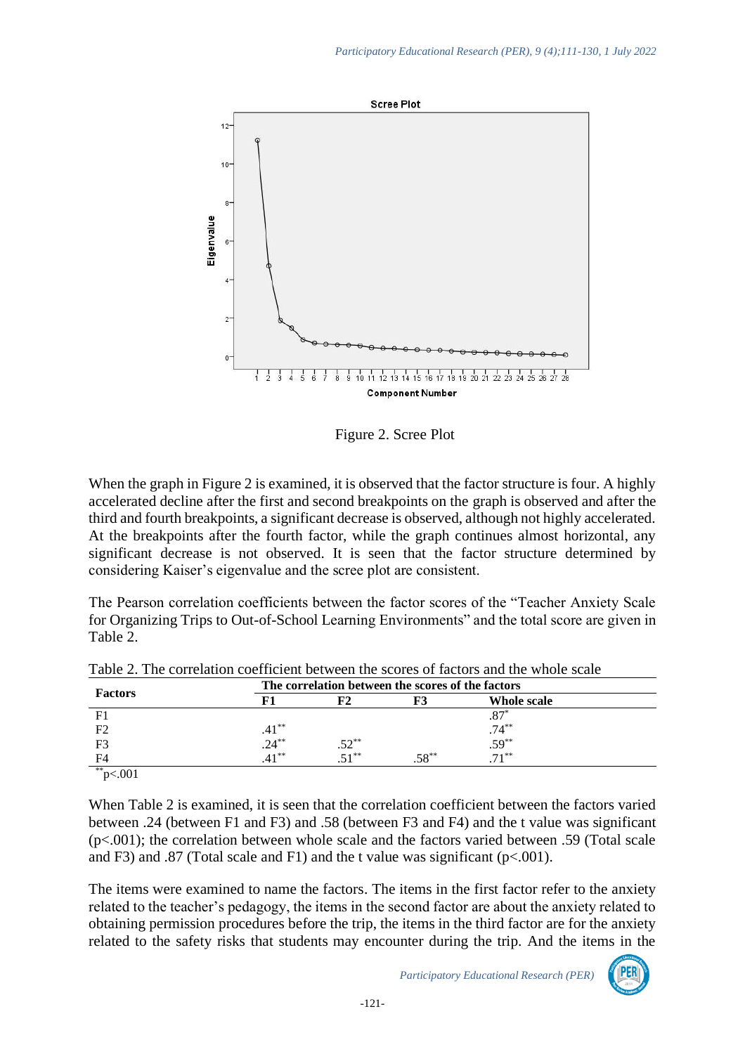Figure 2. Scree Plot

When the graph in Figure 2 is examined, it is observed that the factor structure is four. A highly accelerated decline after the first and second breakpoints on the graph is observed and after the third and fourth breakpoints, a significant decrease is observed, although not highly accelerated. At the breakpoints after the fourth factor, while the graph continues almost horizontal, any significant decrease is not observed. It is seen that the factor structure determined by considering Kaiser's eigenvalue and the scree plot are consistent.

The Pearson correlation coefficients between the factor scores of the "Teacher Anxiety Scale for Organizing Trips to Out-of-School Learning Environments" and the total score are given in Table 2.

Table 2. The correlation coefficient between the scores of factors and the whole scale

| Factors | The correlation between the scores of the factors | | | |
|---|---|---|---|---|
| | F1 | F2 | F3 | Whole scale |
| F1 | | | | .87* |
| F2 | .41** | | | .74** |
| F3 | .24** | .52** | | .59** |
| F4 | .41** | .51** | .58** | .71** |

**p<.001

When Table 2 is examined, it is seen that the correlation coefficient between the factors varied between .24 (between F1 and F3) and .58 (between F3 and F4) and the t value was significant (p<.001); the correlation between whole scale and the factors varied between .59 (Total scale and F3) and .87 (Total scale and F1) and the t value was significant (p<.001).

The items were examined to name the factors. The items in the first factor refer to the anxiety related to the teacher's pedagogy, the items in the second factor are about the anxiety related to obtaining permission procedures before the trip, the items in the third factor are for the anxiety related to the safety risks that students may encounter during the trip. And the items in the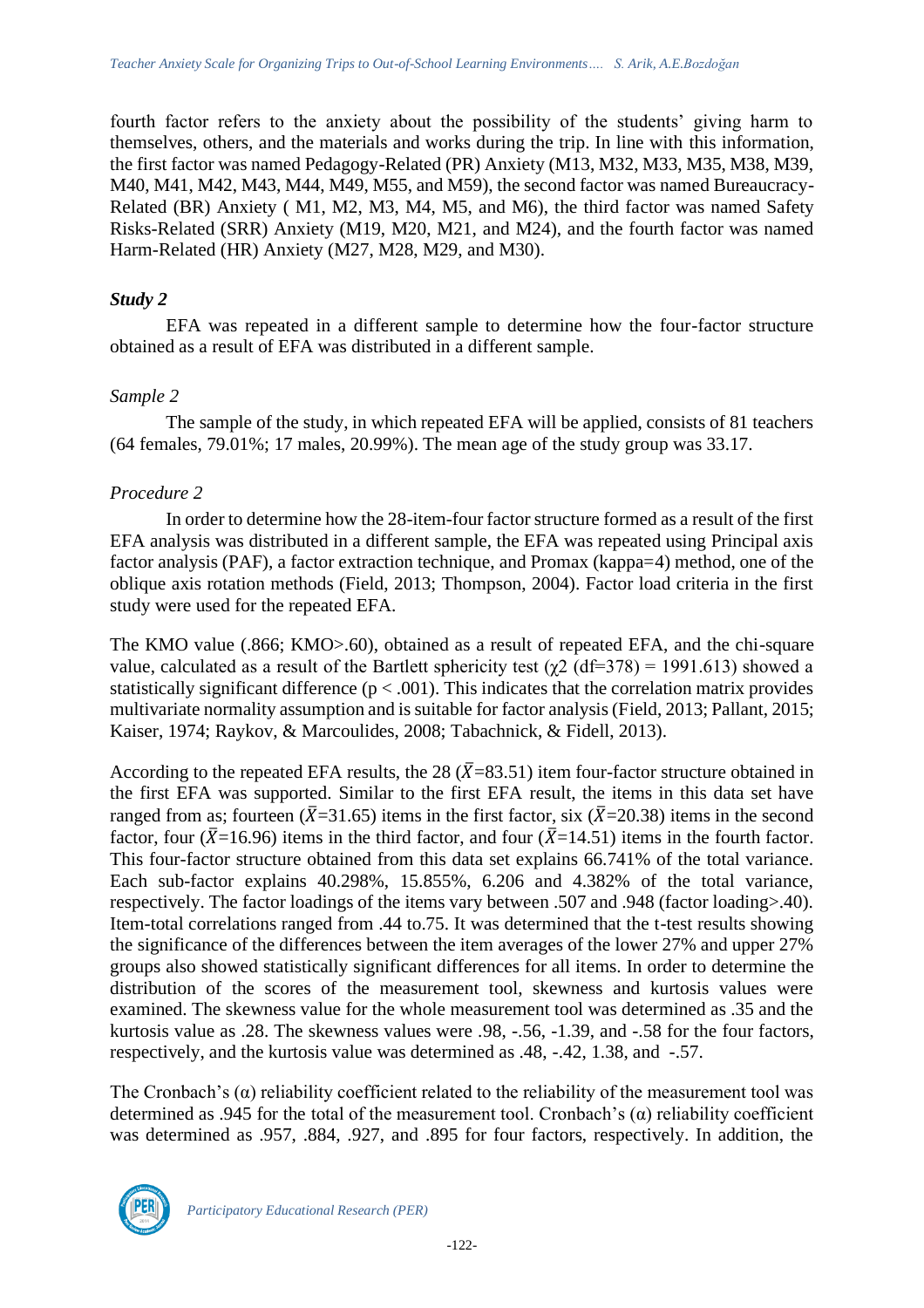fourth factor refers to the anxiety about the possibility of the students' giving harm to themselves, others, and the materials and works during the trip. In line with this information, the first factor was named Pedagogy-Related (PR) Anxiety (M13, M32, M33, M35, M38, M39, M40, M41, M42, M43, M44, M49, M55, and M59), the second factor was named Bureaucracy-Related (BR) Anxiety ( M1, M2, M3, M4, M5, and M6), the third factor was named Safety Risks-Related (SRR) Anxiety (M19, M20, M21, and M24), and the fourth factor was named Harm-Related (HR) Anxiety (M27, M28, M29, and M30).

### *Study 2*

EFA was repeated in a different sample to determine how the four-factor structure obtained as a result of EFA was distributed in a different sample.

#### *Sample 2*

The sample of the study, in which repeated EFA will be applied, consists of 81 teachers (64 females, 79.01%; 17 males, 20.99%). The mean age of the study group was 33.17.

#### *Procedure 2*

In order to determine how the 28-item-four factor structure formed as a result of the first EFA analysis was distributed in a different sample, the EFA was repeated using Principal axis factor analysis (PAF), a factor extraction technique, and Promax (kappa=4) method, one of the oblique axis rotation methods (Field, 2013; Thompson, 2004). Factor load criteria in the first study were used for the repeated EFA.

The KMO value (.866; KMO>.60), obtained as a result of repeated EFA, and the chi-square value, calculated as a result of the Bartlett sphericity test ($\chi2$ (df=378) = 1991.613) showed a statistically significant difference ($p < .001$). This indicates that the correlation matrix provides multivariate normality assumption and is suitable for factor analysis (Field, 2013; Pallant, 2015; Kaiser, 1974; Raykov, & Marcoulides, 2008; Tabachnick, & Fidell, 2013).

According to the repeated EFA results, the 28 ($\bar{X}$=83.51) item four-factor structure obtained in the first EFA was supported. Similar to the first EFA result, the items in this data set have ranged from as; fourteen ($\bar{X}$=31.65) items in the first factor, six ($\bar{X}$=20.38) items in the second factor, four ($\bar{X}$=16.96) items in the third factor, and four ($\bar{X}$=14.51) items in the fourth factor. This four-factor structure obtained from this data set explains 66.741% of the total variance. Each sub-factor explains 40.298%, 15.855%, 6.206 and 4.382% of the total variance, respectively. The factor loadings of the items vary between .507 and .948 (factor loading>.40). Item-total correlations ranged from .44 to.75. It was determined that the t-test results showing the significance of the differences between the item averages of the lower 27% and upper 27% groups also showed statistically significant differences for all items. In order to determine the distribution of the scores of the measurement tool, skewness and kurtosis values were examined. The skewness value for the whole measurement tool was determined as .35 and the kurtosis value as .28. The skewness values were .98, -.56, -1.39, and -.58 for the four factors, respectively, and the kurtosis value was determined as .48, -.42, 1.38, and -.57.

The Cronbach's ($\alpha$) reliability coefficient related to the reliability of the measurement tool was determined as .945 for the total of the measurement tool. Cronbach's ($\alpha$) reliability coefficient was determined as .957, .884, .927, and .895 for four factors, respectively. In addition, the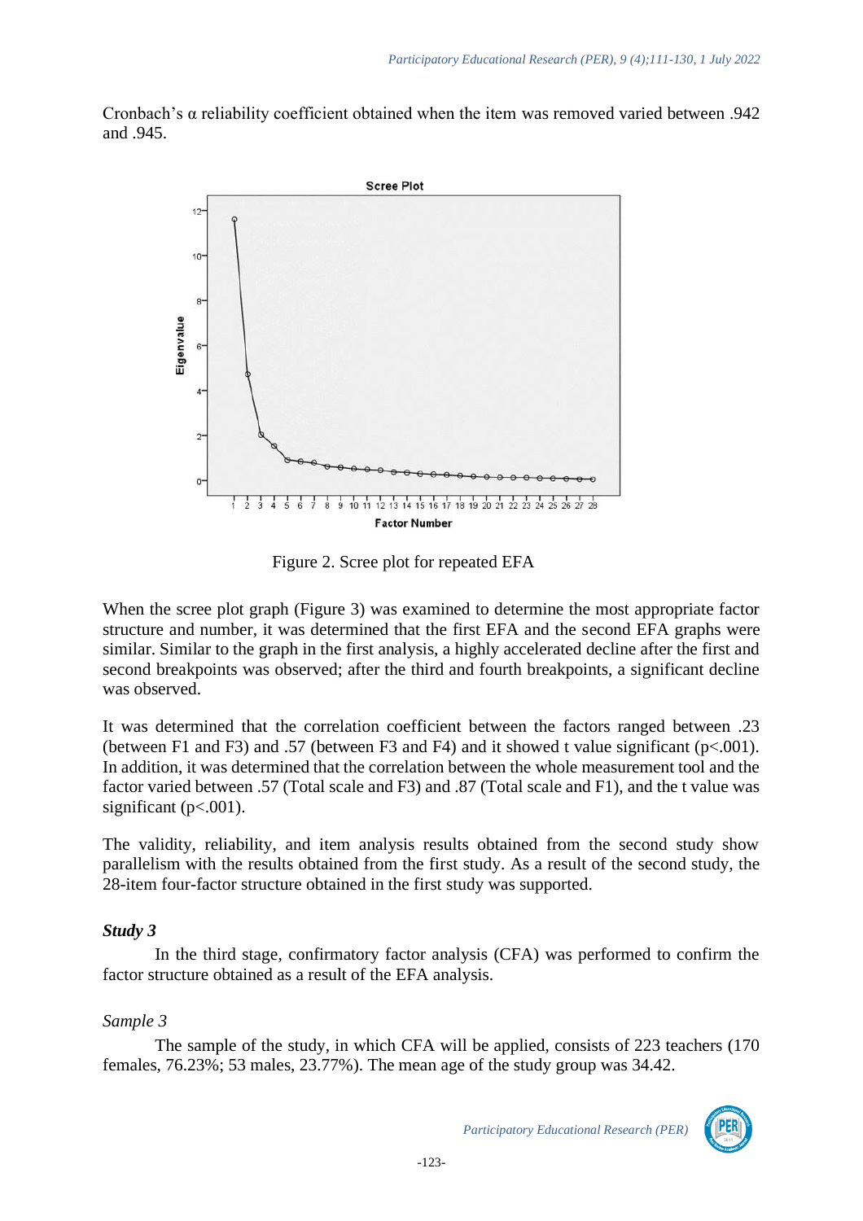Cronbach's α reliability coefficient obtained when the item was removed varied between .942 and .945.

Figure 2. Scree plot for repeated EFA

When the scree plot graph (Figure 3) was examined to determine the most appropriate factor structure and number, it was determined that the first EFA and the second EFA graphs were similar. Similar to the graph in the first analysis, a highly accelerated decline after the first and second breakpoints was observed; after the third and fourth breakpoints, a significant decline was observed.

It was determined that the correlation coefficient between the factors ranged between .23 (between F1 and F3) and .57 (between F3 and F4) and it showed t value significant ($p<.001$). In addition, it was determined that the correlation between the whole measurement tool and the factor varied between .57 (Total scale and F3) and .87 (Total scale and F1), and the t value was significant ($p<.001$).

The validity, reliability, and item analysis results obtained from the second study show parallelism with the results obtained from the first study. As a result of the second study, the 28-item four-factor structure obtained in the first study was supported.

### *Study 3*

In the third stage, confirmatory factor analysis (CFA) was performed to confirm the factor structure obtained as a result of the EFA analysis.

#### *Sample 3*

The sample of the study, in which CFA will be applied, consists of 223 teachers (170 females, 76.23%; 53 males, 23.77%). The mean age of the study group was 34.42.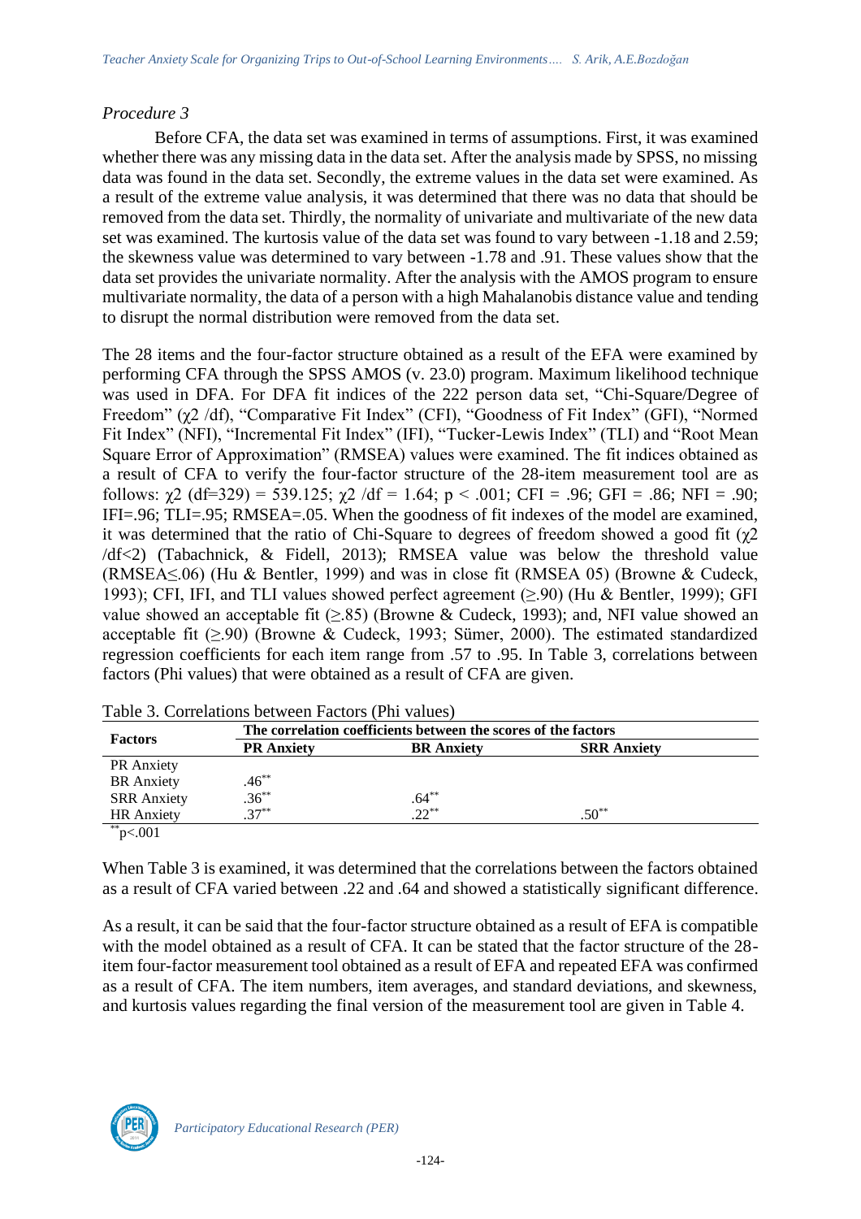*Procedure 3*

Before CFA, the data set was examined in terms of assumptions. First, it was examined whether there was any missing data in the data set. After the analysis made by SPSS, no missing data was found in the data set. Secondly, the extreme values in the data set were examined. As a result of the extreme value analysis, it was determined that there was no data that should be removed from the data set. Thirdly, the normality of univariate and multivariate of the new data set was examined. The kurtosis value of the data set was found to vary between -1.18 and 2.59; the skewness value was determined to vary between -1.78 and .91. These values show that the data set provides the univariate normality. After the analysis with the AMOS program to ensure multivariate normality, the data of a person with a high Mahalanobis distance value and tending to disrupt the normal distribution were removed from the data set.

The 28 items and the four-factor structure obtained as a result of the EFA were examined by performing CFA through the SPSS AMOS (v. 23.0) program. Maximum likelihood technique was used in DFA. For DFA fit indices of the 222 person data set, "Chi-Square/Degree of Freedom" ($\chi2$ /df), "Comparative Fit Index" (CFI), "Goodness of Fit Index" (GFI), "Normed Fit Index" (NFI), "Incremental Fit Index" (IFI), "Tucker-Lewis Index" (TLI) and "Root Mean Square Error of Approximation" (RMSEA) values were examined. The fit indices obtained as a result of CFA to verify the four-factor structure of the 28-item measurement tool are as follows: $\chi2$ (df=329) = 539.125; $\chi2$ /df = 1.64; $p < .001$; CFI = .96; GFI = .86; NFI = .90; IFI=.96; TLI=.95; RMSEA=.05. When the goodness of fit indexes of the model are examined, it was determined that the ratio of Chi-Square to degrees of freedom showed a good fit ($\chi2$ /df<2) (Tabachnick, & Fidell, 2013); RMSEA value was below the threshold value (RMSEA≤.06) (Hu & Bentler, 1999) and was in close fit (RMSEA 05) (Browne & Cudeck, 1993); CFI, IFI, and TLI values showed perfect agreement (≥.90) (Hu & Bentler, 1999); GFI value showed an acceptable fit (≥.85) (Browne & Cudeck, 1993); and, NFI value showed an acceptable fit (≥.90) (Browne & Cudeck, 1993; Sümer, 2000). The estimated standardized regression coefficients for each item range from .57 to .95. In Table 3, correlations between factors (Phi values) that were obtained as a result of CFA are given.

Table 3. Correlations between Factors (Phi values)

| Factors | The correlation coefficients between the scores of the factors | | |
|---|---|---|---|
| | **PR Anxiety** | **BR Anxiety** | **SRR Anxiety** |
| PR Anxiety | | | |
| BR Anxiety | .46** | | |
| SRR Anxiety | .36** | .64** | |
| HR Anxiety | .37** | .22** | .50** |

** $p<.001$

When Table 3 is examined, it was determined that the correlations between the factors obtained as a result of CFA varied between .22 and .64 and showed a statistically significant difference.

As a result, it can be said that the four-factor structure obtained as a result of EFA is compatible with the model obtained as a result of CFA. It can be stated that the factor structure of the 28-item four-factor measurement tool obtained as a result of EFA and repeated EFA was confirmed as a result of CFA. The item numbers, item averages, and standard deviations, and skewness, and kurtosis values regarding the final version of the measurement tool are given in Table 4.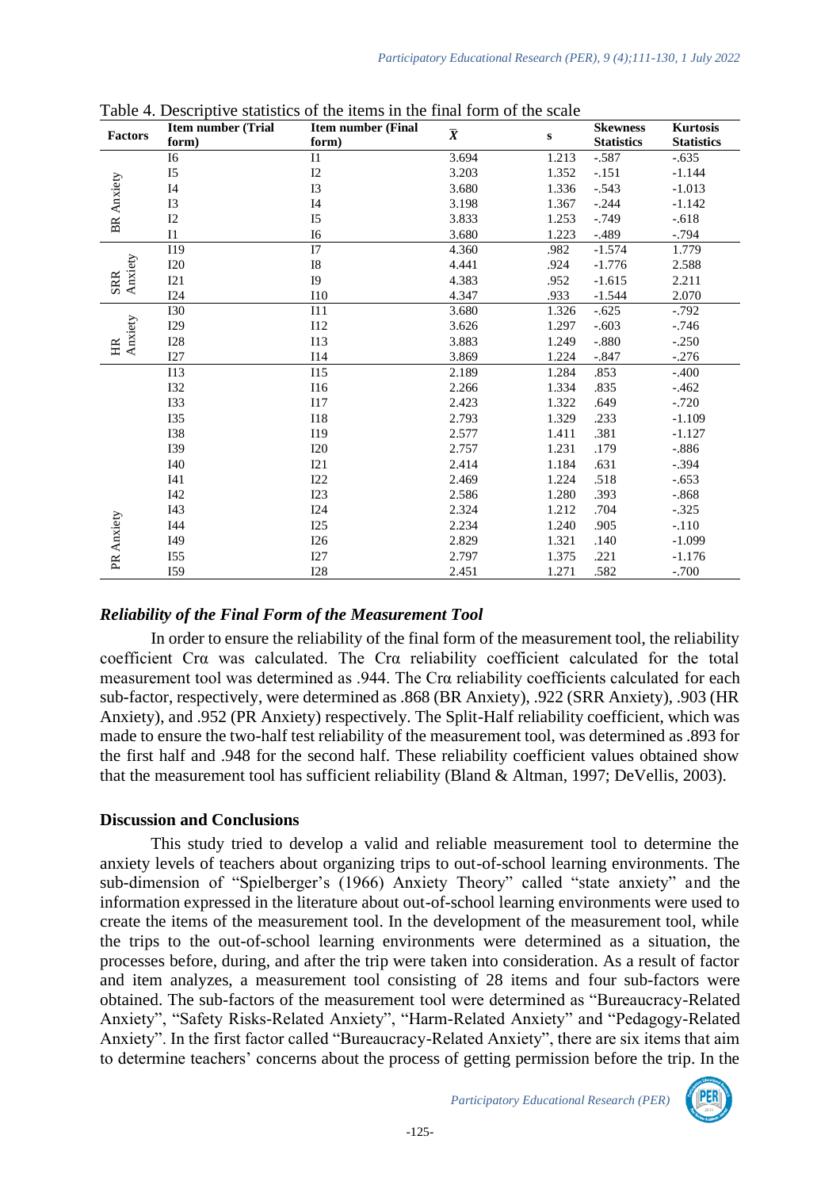Table 4. Descriptive statistics of the items in the final form of the scale

| Factors | Item number (Trial form) | Item number (Final form) | $\bar{X}$ | s | Skewness Statistics | Kurtosis Statistics |
|---|---|---|---|---|---|---|
| BR Anxiety | I6 | I1 | 3.694 | 1.213 | -.587 | -.635 |
| | I5 | I2 | 3.203 | 1.352 | -.151 | -1.144 |
| | I4 | I3 | 3.680 | 1.336 | -.543 | -1.013 |
| | I3 | I4 | 3.198 | 1.367 | -.244 | -1.142 |
| | I2 | I5 | 3.833 | 1.253 | -.749 | -.618 |
| | I1 | I6 | 3.680 | 1.223 | -.489 | -.794 |
| SRR Anxiety | I19 | I7 | 4.360 | .982 | -1.574 | 1.779 |
| | I20 | I8 | 4.441 | .924 | -1.776 | 2.588 |
| | I21 | I9 | 4.383 | .952 | -1.615 | 2.211 |
| | I24 | I10 | 4.347 | .933 | -1.544 | 2.070 |
| HR Anxiety | I30 | I11 | 3.680 | 1.326 | -.625 | -.792 |
| | I29 | I12 | 3.626 | 1.297 | -.603 | -.746 |
| | I28 | I13 | 3.883 | 1.249 | -.880 | -.250 |
| | I27 | I14 | 3.869 | 1.224 | -.847 | -.276 |
| PR Anxiety | I13 | I15 | 2.189 | 1.284 | .853 | -.400 |
| | I32 | I16 | 2.266 | 1.334 | .835 | -.462 |
| | I33 | I17 | 2.423 | 1.322 | .649 | -.720 |
| | I35 | I18 | 2.793 | 1.329 | .233 | -1.109 |
| | I38 | I19 | 2.577 | 1.411 | .381 | -1.127 |
| | I39 | I20 | 2.757 | 1.231 | .179 | -.886 |
| | I40 | I21 | 2.414 | 1.184 | .631 | -.394 |
| | I41 | I22 | 2.469 | 1.224 | .518 | -.653 |
| | I42 | I23 | 2.586 | 1.280 | .393 | -.868 |
| | I43 | I24 | 2.324 | 1.212 | .704 | -.325 |
| | I44 | I25 | 2.234 | 1.240 | .905 | -.110 |
| | I49 | I26 | 2.829 | 1.321 | .140 | -1.099 |
| | I55 | I27 | 2.797 | 1.375 | .221 | -1.176 |
| | I59 | I28 | 2.451 | 1.271 | .582 | -.700 |

### *Reliability of the Final Form of the Measurement Tool*

In order to ensure the reliability of the final form of the measurement tool, the reliability coefficient Crα was calculated. The Crα reliability coefficient calculated for the total measurement tool was determined as .944. The Crα reliability coefficients calculated for each sub-factor, respectively, were determined as .868 (BR Anxiety), .922 (SRR Anxiety), .903 (HR Anxiety), and .952 (PR Anxiety) respectively. The Split-Half reliability coefficient, which was made to ensure the two-half test reliability of the measurement tool, was determined as .893 for the first half and .948 for the second half. These reliability coefficient values obtained show that the measurement tool has sufficient reliability (Bland & Altman, 1997; DeVellis, 2003).

## Discussion and Conclusions

This study tried to develop a valid and reliable measurement tool to determine the anxiety levels of teachers about organizing trips to out-of-school learning environments. The sub-dimension of "Spielberger's (1966) Anxiety Theory" called "state anxiety" and the information expressed in the literature about out-of-school learning environments were used to create the items of the measurement tool. In the development of the measurement tool, while the trips to the out-of-school learning environments were determined as a situation, the processes before, during, and after the trip were taken into consideration. As a result of factor and item analyzes, a measurement tool consisting of 28 items and four sub-factors were obtained. The sub-factors of the measurement tool were determined as "Bureaucracy-Related Anxiety", "Safety Risks-Related Anxiety", "Harm-Related Anxiety" and "Pedagogy-Related Anxiety". In the first factor called "Bureaucracy-Related Anxiety", there are six items that aim to determine teachers' concerns about the process of getting permission before the trip. In the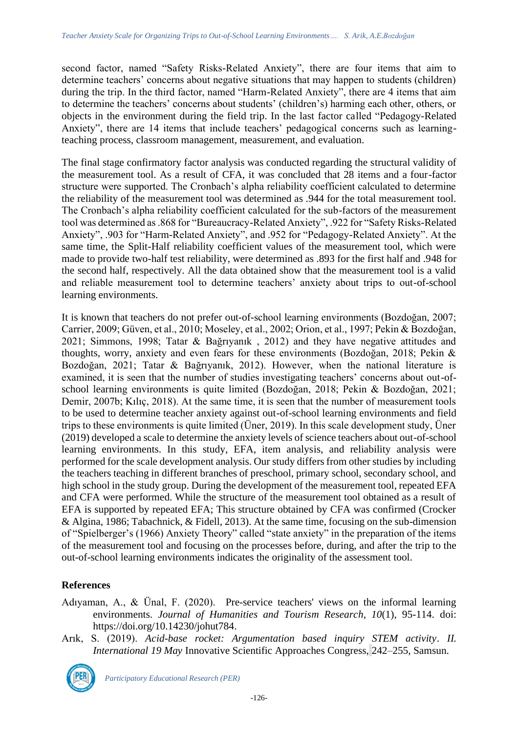second factor, named "Safety Risks-Related Anxiety", there are four items that aim to determine teachers' concerns about negative situations that may happen to students (children) during the trip. In the third factor, named "Harm-Related Anxiety", there are 4 items that aim to determine the teachers' concerns about students' (children's) harming each other, others, or objects in the environment during the field trip. In the last factor called "Pedagogy-Related Anxiety", there are 14 items that include teachers' pedagogical concerns such as learning-teaching process, classroom management, measurement, and evaluation.

The final stage confirmatory factor analysis was conducted regarding the structural validity of the measurement tool. As a result of CFA, it was concluded that 28 items and a four-factor structure were supported. The Cronbach's alpha reliability coefficient calculated to determine the reliability of the measurement tool was determined as .944 for the total measurement tool. The Cronbach's alpha reliability coefficient calculated for the sub-factors of the measurement tool was determined as .868 for "Bureaucracy-Related Anxiety", .922 for "Safety Risks-Related Anxiety", .903 for "Harm-Related Anxiety", and .952 for "Pedagogy-Related Anxiety". At the same time, the Split-Half reliability coefficient values of the measurement tool, which were made to provide two-half test reliability, were determined as .893 for the first half and .948 for the second half, respectively. All the data obtained show that the measurement tool is a valid and reliable measurement tool to determine teachers' anxiety about trips to out-of-school learning environments.

It is known that teachers do not prefer out-of-school learning environments (Bozdoğan, 2007; Carrier, 2009; Güven, et al., 2010; Moseley, et al., 2002; Orion, et al., 1997; Pekin & Bozdoğan, 2021; Simmons, 1998; Tatar & Bağrıyanık , 2012) and they have negative attitudes and thoughts, worry, anxiety and even fears for these environments (Bozdoğan, 2018; Pekin & Bozdoğan, 2021; Tatar & Bağrıyanık, 2012). However, when the national literature is examined, it is seen that the number of studies investigating teachers' concerns about out-of-school learning environments is quite limited (Bozdoğan, 2018; Pekin & Bozdoğan, 2021; Demir, 2007b; Kılıç, 2018). At the same time, it is seen that the number of measurement tools to be used to determine teacher anxiety against out-of-school learning environments and field trips to these environments is quite limited (Üner, 2019). In this scale development study, Üner (2019) developed a scale to determine the anxiety levels of science teachers about out-of-school learning environments. In this study, EFA, item analysis, and reliability analysis were performed for the scale development analysis. Our study differs from other studies by including the teachers teaching in different branches of preschool, primary school, secondary school, and high school in the study group. During the development of the measurement tool, repeated EFA and CFA were performed. While the structure of the measurement tool obtained as a result of EFA is supported by repeated EFA; This structure obtained by CFA was confirmed (Crocker & Algina, 1986; Tabachnick, & Fidell, 2013). At the same time, focusing on the sub-dimension of "Spielberger's (1966) Anxiety Theory" called "state anxiety" in the preparation of the items of the measurement tool and focusing on the processes before, during, and after the trip to the out-of-school learning environments indicates the originality of the assessment tool.

## References

Adıyaman, A., & Ünal, F. (2020). Pre-service teachers' views on the informal learning environments. *Journal of Humanities and Tourism Research, 10*(1), 95-114. doi: https://doi.org/10.14230/johut784.

Arık, S. (2019). *Acid-base rocket: Argumentation based inquiry STEM activity*. *II. International 19 May* Innovative Scientific Approaches Congress, 242–255, Samsun.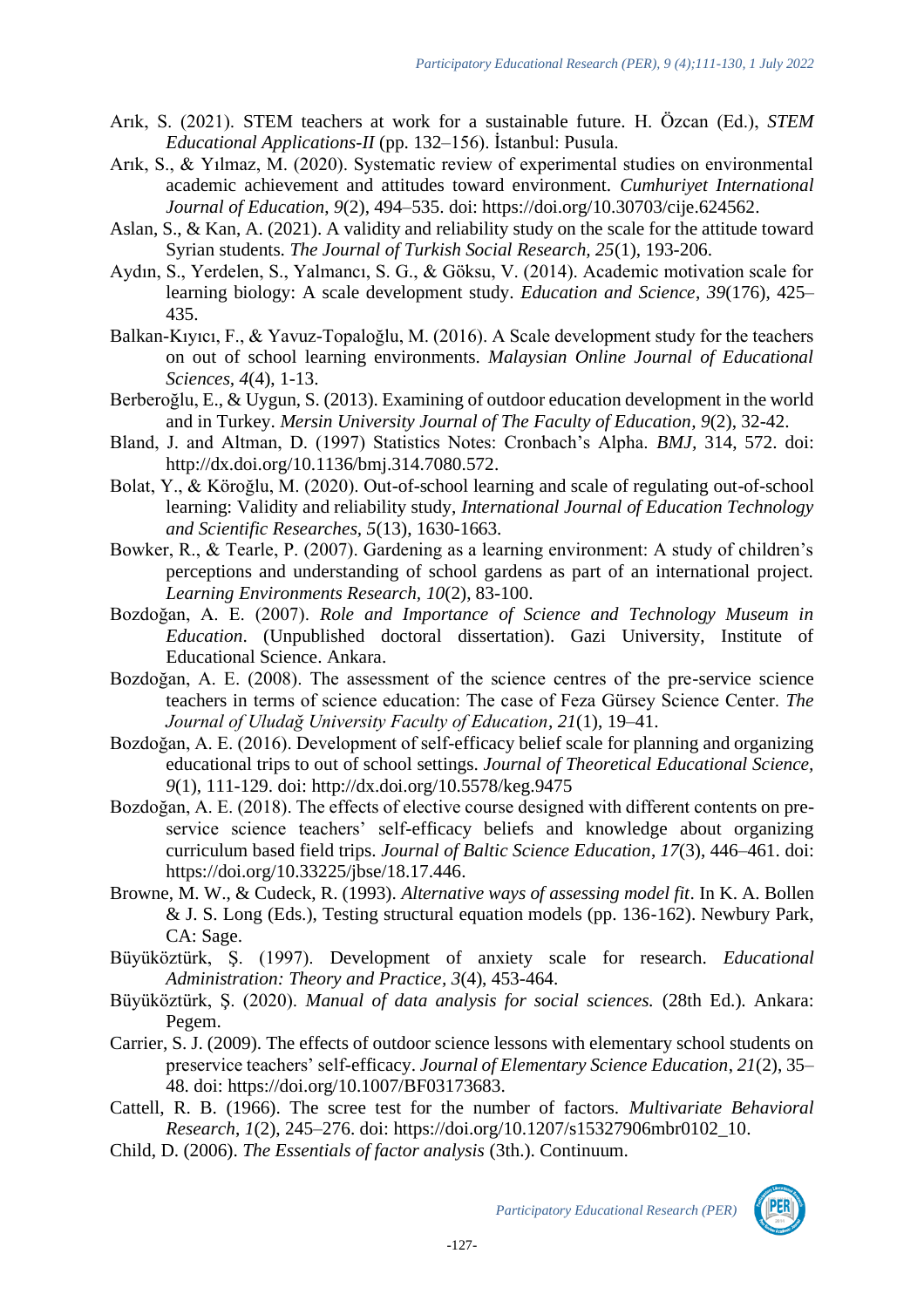Arık, S. (2021). STEM teachers at work for a sustainable future. H. Özcan (Ed.), *STEM Educational Applications-II* (pp. 132–156). İstanbul: Pusula.

Arık, S., & Yılmaz, M. (2020). Systematic review of experimental studies on environmental academic achievement and attitudes toward environment. *Cumhuriyet International Journal of Education*, *9*(2), 494–535. doi: https://doi.org/10.30703/cije.624562.

Aslan, S., & Kan, A. (2021). A validity and reliability study on the scale for the attitude toward Syrian students. *The Journal of Turkish Social Research, 25*(1), 193-206.

Aydın, S., Yerdelen, S., Yalmancı, S. G., & Göksu, V. (2014). Academic motivation scale for learning biology: A scale development study. *Education and Science*, *39*(176), 425–435.

Balkan-Kıyıcı, F., & Yavuz-Topaloğlu, M. (2016). A Scale development study for the teachers on out of school learning environments. *Malaysian Online Journal of Educational Sciences, 4*(4), 1-13.

Berberoğlu, E., & Uygun, S. (2013). Examining of outdoor education development in the world and in Turkey. *Mersin University Journal of The Faculty of Education, 9*(2), 32-42.

Bland, J. and Altman, D. (1997) Statistics Notes: Cronbach's Alpha. *BMJ*, 314, 572. doi: http://dx.doi.org/10.1136/bmj.314.7080.572.

Bolat, Y., & Köroğlu, M. (2020). Out-of-school learning and scale of regulating out-of-school learning: Validity and reliability study, *International Journal of Education Technology and Scientific Researches, 5*(13), 1630-1663.

Bowker, R., & Tearle, P. (2007). Gardening as a learning environment: A study of children's perceptions and understanding of school gardens as part of an international project. *Learning Environments Research, 10*(2), 83-100.

Bozdoğan, A. E. (2007). *Role and Importance of Science and Technology Museum in Education*. (Unpublished doctoral dissertation). Gazi University, Institute of Educational Science. Ankara.

Bozdoğan, A. E. (2008). The assessment of the science centres of the pre-service science teachers in terms of science education: The case of Feza Gürsey Science Center. *The Journal of Uludağ University Faculty of Education*, *21*(1), 19–41.

Bozdoğan, A. E. (2016). Development of self-efficacy belief scale for planning and organizing educational trips to out of school settings. *Journal of Theoretical Educational Science, 9*(1), 111-129. doi: http://dx.doi.org/10.5578/keg.9475

Bozdoğan, A. E. (2018). The effects of elective course designed with different contents on pre-service science teachers' self-efficacy beliefs and knowledge about organizing curriculum based field trips. *Journal of Baltic Science Education*, *17*(3), 446–461. doi: https://doi.org/10.33225/jbse/18.17.446.

Browne, M. W., & Cudeck, R. (1993). *Alternative ways of assessing model fit*. In K. A. Bollen & J. S. Long (Eds.), Testing structural equation models (pp. 136-162). Newbury Park, CA: Sage.

Büyüköztürk, Ş. (1997). Development of anxiety scale for research. *Educational Administration: Theory and Practice, 3*(4), 453-464.

Büyüköztürk, Ş. (2020). *Manual of data analysis for social sciences.* (28th Ed.). Ankara: Pegem.

Carrier, S. J. (2009). The effects of outdoor science lessons with elementary school students on preservice teachers' self-efficacy. *Journal of Elementary Science Education*, *21*(2), 35–48. doi: https://doi.org/10.1007/BF03173683.

Cattell, R. B. (1966). The scree test for the number of factors. *Multivariate Behavioral Research*, *1*(2), 245–276. doi: https://doi.org/10.1207/s15327906mbr0102_10.

Child, D. (2006). *The Essentials of factor analysis* (3th.). Continuum.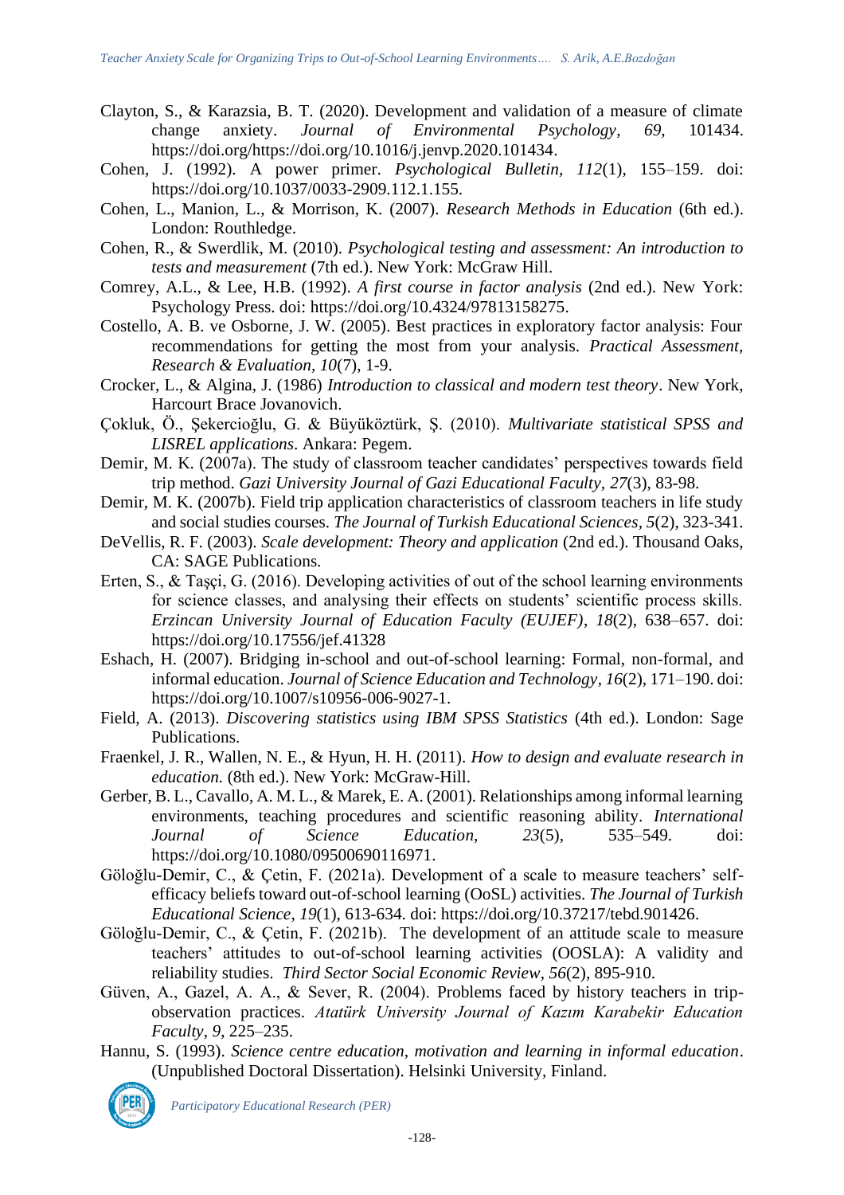Clayton, S., & Karazsia, B. T. (2020). Development and validation of a measure of climate change anxiety. *Journal of Environmental Psychology*, *69*, 101434. https://doi.org/https://doi.org/10.1016/j.jenvp.2020.101434.

Cohen, J. (1992). A power primer. *Psychological Bulletin, 112*(1), 155–159. doi: https://doi.org/10.1037/0033-2909.112.1.155.

Cohen, L., Manion, L., & Morrison, K. (2007). *Research Methods in Education* (6th ed.). London: Routhledge.

Cohen, R., & Swerdlik, M. (2010). *Psychological testing and assessment: An introduction to tests and measurement* (7th ed.). New York: McGraw Hill.

Comrey, A.L., & Lee, H.B. (1992). *A first course in factor analysis* (2nd ed.). New York: Psychology Press. doi: https://doi.org/10.4324/97813158275.

Costello, A. B. ve Osborne, J. W. (2005). Best practices in exploratory factor analysis: Four recommendations for getting the most from your analysis. *Practical Assessment, Research & Evaluation, 10*(7), 1-9.

Crocker, L., & Algina, J. (1986) *Introduction to classical and modern test theory*. New York, Harcourt Brace Jovanovich.

Çokluk, Ö., Şekercioğlu, G. & Büyüköztürk, Ş. (2010). *Multivariate statistical SPSS and LISREL applications*. Ankara: Pegem.

Demir, M. K. (2007a). The study of classroom teacher candidates' perspectives towards field trip method. *Gazi University Journal of Gazi Educational Faculty*, *27*(3), 83-98.

Demir, M. K. (2007b). Field trip application characteristics of classroom teachers in life study and social studies courses. *The Journal of Turkish Educational Sciences*, *5*(2), 323-341.

DeVellis, R. F. (2003). *Scale development: Theory and application* (2nd ed.). Thousand Oaks, CA: SAGE Publications.

Erten, S., & Taşçi, G. (2016). Developing activities of out of the school learning environments for science classes, and analysing their effects on students' scientific process skills. *Erzincan University Journal of Education Faculty (EUJEF)*, *18*(2), 638–657. doi: https://doi.org/10.17556/jef.41328

Eshach, H. (2007). Bridging in-school and out-of-school learning: Formal, non-formal, and informal education. *Journal of Science Education and Technology*, *16*(2), 171–190. doi: https://doi.org/10.1007/s10956-006-9027-1.

Field, A. (2013). *Discovering statistics using IBM SPSS Statistics* (4th ed.). London: Sage Publications.

Fraenkel, J. R., Wallen, N. E., & Hyun, H. H. (2011). *How to design and evaluate research in education.* (8th ed.). New York: McGraw-Hill.

Gerber, B. L., Cavallo, A. M. L., & Marek, E. A. (2001). Relationships among informal learning environments, teaching procedures and scientific reasoning ability. *International Journal of Science Education*, *23*(5), 535–549. doi: https://doi.org/10.1080/09500690116971.

Göloğlu-Demir, C., & Çetin, F. (2021a). Development of a scale to measure teachers' self-efficacy beliefs toward out-of-school learning (OoSL) activities. *The Journal of Turkish Educational Science*, *19*(1), 613-634. doi: https://doi.org/10.37217/tebd.901426.

Göloğlu-Demir, C., & Çetin, F. (2021b). The development of an attitude scale to measure teachers' attitudes to out-of-school learning activities (OOSLA): A validity and reliability studies. *Third Sector Social Economic Review*, *56*(2), 895-910.

Güven, A., Gazel, A. A., & Sever, R. (2004). Problems faced by history teachers in trip-observation practices. *Atatürk University Journal of Kazım Karabekir Education Faculty*, *9*, 225–235.

Hannu, S. (1993). *Science centre education, motivation and learning in informal education*. (Unpublished Doctoral Dissertation). Helsinki University, Finland.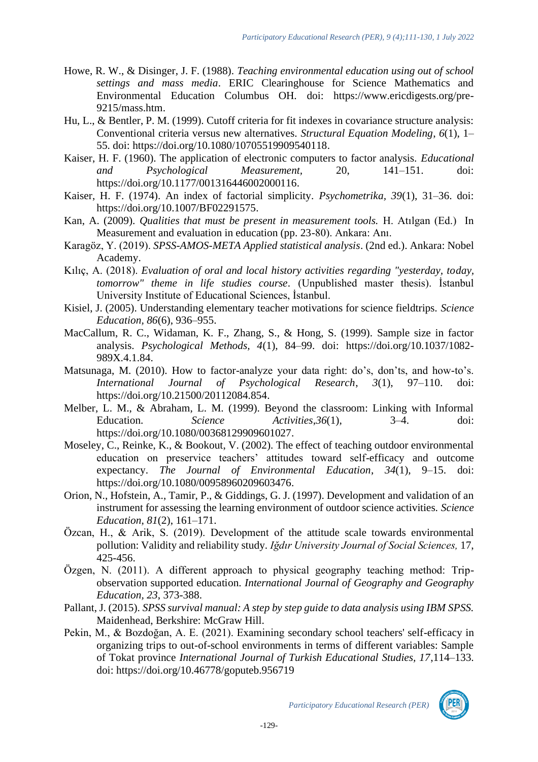Howe, R. W., & Disinger, J. F. (1988). *Teaching environmental education using out of school settings and mass media*. ERIC Clearinghouse for Science Mathematics and Environmental Education Columbus OH. doi: https://www.ericdigests.org/pre-9215/mass.htm.

Hu, L., & Bentler, P. M. (1999). Cutoff criteria for fit indexes in covariance structure analysis: Conventional criteria versus new alternatives. *Structural Equation Modeling*, *6*(1), 1–55. doi: https://doi.org/10.1080/10705519909540118.

Kaiser, H. F. (1960). The application of electronic computers to factor analysis. *Educational and Psychological Measurement*, 20, 141–151. doi: https://doi.org/10.1177/001316446002000116.

Kaiser, H. F. (1974). An index of factorial simplicity. *Psychometrika*, *39*(1), 31–36. doi: https://doi.org/10.1007/BF02291575.

Kan, A. (2009). *Qualities that must be present in measurement tools.* H. Atılgan (Ed.) In Measurement and evaluation in education (pp. 23-80). Ankara: Anı.

Karagöz, Y. (2019). *SPSS-AMOS-META Applied statistical analysis*. (2nd ed.). Ankara: Nobel Academy.

Kılıç, A. (2018). *Evaluation of oral and local history activities regarding "yesterday, today, tomorrow" theme in life studies course*. (Unpublished master thesis). İstanbul University Institute of Educational Sciences, İstanbul.

Kisiel, J. (2005). Understanding elementary teacher motivations for science fieldtrips. *Science Education, 86*(6), 936–955.

MacCallum, R. C., Widaman, K. F., Zhang, S., & Hong, S. (1999). Sample size in factor analysis. *Psychological Methods*, *4*(1), 84–99. doi: https://doi.org/10.1037/1082-989X.4.1.84.

Matsunaga, M. (2010). How to factor-analyze your data right: do's, don'ts, and how-to's. *International Journal of Psychological Research*, *3*(1), 97–110. doi: https://doi.org/10.21500/20112084.854.

Melber, L. M., & Abraham, L. M. (1999). Beyond the classroom: Linking with Informal Education. *Science Activities*,*36*(1), 3–4. doi: https://doi.org/10.1080/00368129909601027.

Moseley, C., Reinke, K., & Bookout, V. (2002). The effect of teaching outdoor environmental education on preservice teachers' attitudes toward self-efficacy and outcome expectancy. *The Journal of Environmental Education*, *34*(1), 9–15. doi: https://doi.org/10.1080/00958960209603476.

Orion, N., Hofstein, A., Tamir, P., & Giddings, G. J. (1997). Development and validation of an instrument for assessing the learning environment of outdoor science activities. *Science Education, 81*(2), 161–171.

Özcan, H., & Arik, S. (2019). Development of the attitude scale towards environmental pollution: Validity and reliability study. *Iğdır University Journal of Social Sciences,* 17, 425-456.

Özgen, N. (2011). A different approach to physical geography teaching method: Trip-observation supported education. *International Journal of Geography and Geography Education, 23*, 373-388.

Pallant, J. (2015). *SPSS survival manual: A step by step guide to data analysis using IBM SPSS.* Maidenhead, Berkshire: McGraw Hill.

Pekin, M., & Bozdoğan, A. E. (2021). Examining secondary school teachers' self-efficacy in organizing trips to out-of-school environments in terms of different variables: Sample of Tokat province *International Journal of Turkish Educational Studies, 17*,114–133. doi: https://doi.org/10.46778/goputeb.956719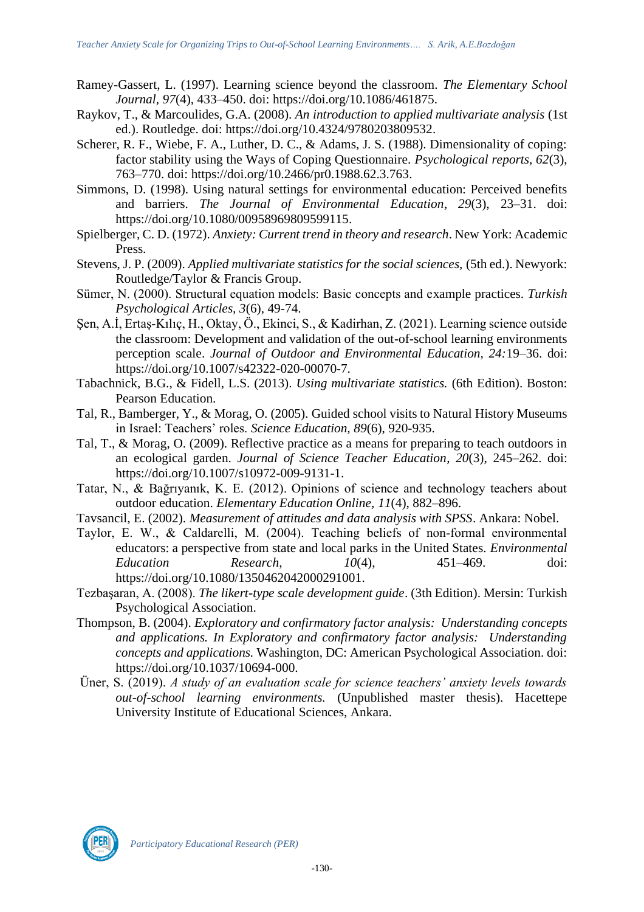Ramey-Gassert, L. (1997). Learning science beyond the classroom. *The Elementary School Journal*, *97*(4), 433–450. doi: https://doi.org/10.1086/461875.

Raykov, T., & Marcoulides, G.A. (2008). *An introduction to applied multivariate analysis* (1st ed.). Routledge. doi: https://doi.org/10.4324/9780203809532.

Scherer, R. F., Wiebe, F. A., Luther, D. C., & Adams, J. S. (1988). Dimensionality of coping: factor stability using the Ways of Coping Questionnaire. *Psychological reports, 62*(3), 763–770. doi: https://doi.org/10.2466/pr0.1988.62.3.763.

Simmons, D. (1998). Using natural settings for environmental education: Perceived benefits and barriers. *The Journal of Environmental Education*, *29*(3), 23–31. doi: https://doi.org/10.1080/00958969809599115.

Spielberger, C. D. (1972). *Anxiety: Current trend in theory and research*. New York: Academic Press.

Stevens, J. P. (2009). *Applied multivariate statistics for the social sciences,* (5th ed.). Newyork: Routledge/Taylor & Francis Group.

Sümer, N. (2000). Structural equation models: Basic concepts and example practices. *Turkish Psychological Articles, 3*(6), 49-74.

Şen, A.İ, Ertaş-Kılıç, H., Oktay, Ö., Ekinci, S., & Kadirhan, Z. (2021). Learning science outside the classroom: Development and validation of the out-of-school learning environments perception scale. *Journal of Outdoor and Environmental Education, 24:*19–36. doi: https://doi.org/10.1007/s42322-020-00070-7.

Tabachnick, B.G., & Fidell, L.S. (2013). *Using multivariate statistics.* (6th Edition). Boston: Pearson Education.

Tal, R., Bamberger, Y., & Morag, O. (2005). Guided school visits to Natural History Museums in Israel: Teachers' roles. *Science Education, 89*(6), 920-935.

Tal, T., & Morag, O. (2009). Reflective practice as a means for preparing to teach outdoors in an ecological garden. *Journal of Science Teacher Education*, *20*(3), 245–262. doi: https://doi.org/10.1007/s10972-009-9131-1.

Tatar, N., & Bağrıyanık, K. E. (2012). Opinions of science and technology teachers about outdoor education. *Elementary Education Online, 11*(4), 882–896.

Tavsancil, E. (2002). *Measurement of attitudes and data analysis with SPSS*. Ankara: Nobel.

Taylor, E. W., & Caldarelli, M. (2004). Teaching beliefs of non-formal environmental educators: a perspective from state and local parks in the United States. *Environmental Education Research*, *10*(4), 451–469. doi: https://doi.org/10.1080/1350462042000291001.

Tezbaşaran, A. (2008). *The likert-type scale development guide*. (3th Edition). Mersin: Turkish Psychological Association.

Thompson, B. (2004). *Exploratory and confirmatory factor analysis: Understanding concepts and applications. In Exploratory and confirmatory factor analysis: Understanding concepts and applications.* Washington, DC: American Psychological Association. doi: https://doi.org/10.1037/10694-000.

Üner, S. (2019). *A study of an evaluation scale for science teachers' anxiety levels towards out-of-school learning environments.* (Unpublished master thesis). Hacettepe University Institute of Educational Sciences, Ankara.